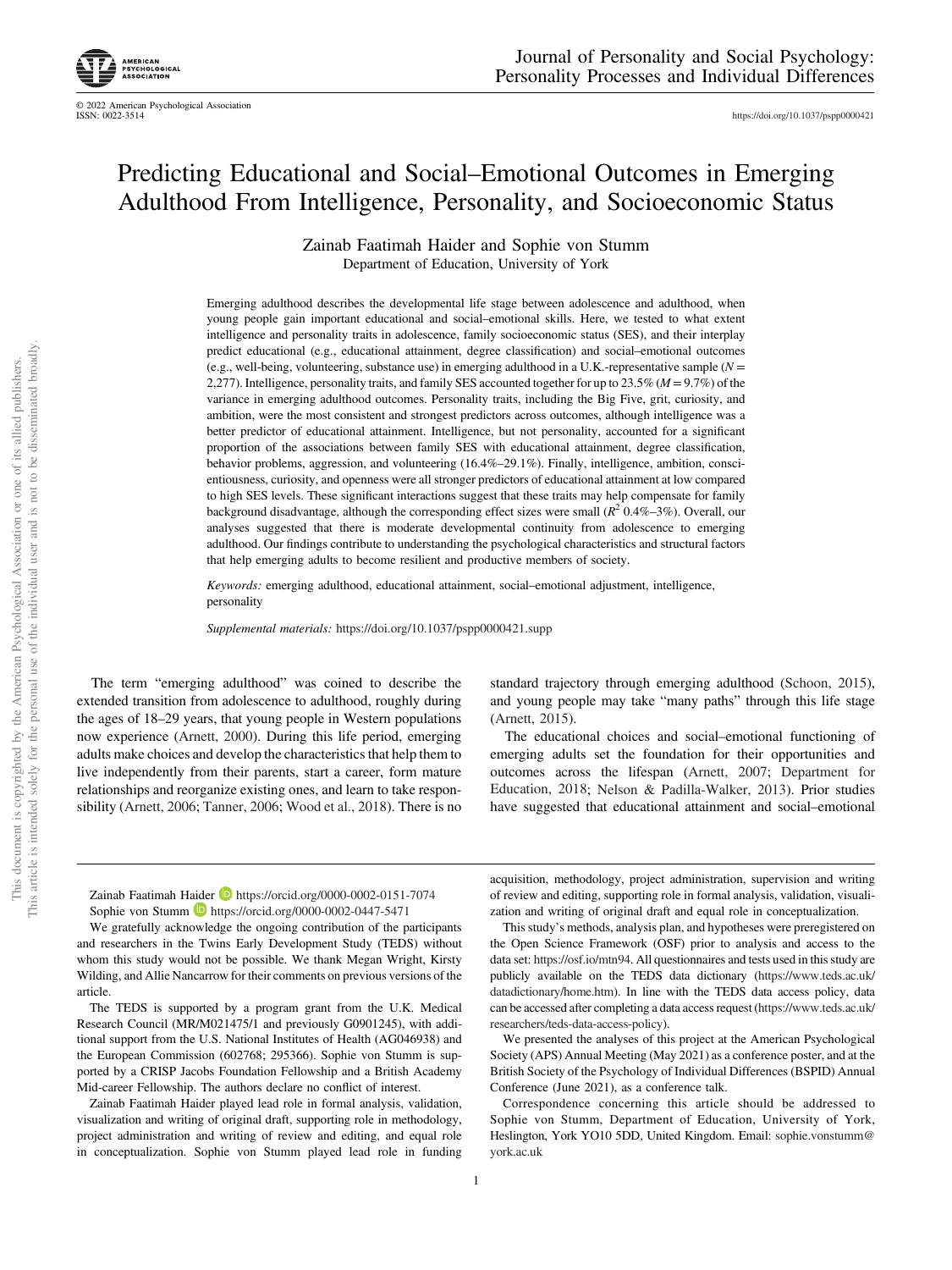# Predicting Educational and Social–Emotional Outcomes in Emerging Adulthood From Intelligence, Personality, and Socioeconomic Status

Zainab Faatimah Haider and Sophie von Stumm

Department of Education, University of York

Emerging adulthood describes the developmental life stage between adolescence and adulthood, when young people gain important educational and social–emotional skills. Here, we tested to what extent intelligence and personality traits in adolescence, family socioeconomic status (SES), and their interplay predict educational (e.g., educational attainment, degree classification) and social–emotional outcomes (e.g., well-being, volunteering, substance use) in emerging adulthood in a U.K.-representative sample ($N = 2,277$). Intelligence, personality traits, and family SES accounted together for up to 23.5% ($M = 9.7\%$) of the variance in emerging adulthood outcomes. Personality traits, including the Big Five, grit, curiosity, and ambition, were the most consistent and strongest predictors across outcomes, although intelligence was a better predictor of educational attainment. Intelligence, but not personality, accounted for a significant proportion of the associations between family SES with educational attainment, degree classification, behavior problems, aggression, and volunteering (16.4%–29.1%). Finally, intelligence, ambition, conscientiousness, curiosity, and openness were all stronger predictors of educational attainment at low compared to high SES levels. These significant interactions suggest that these traits may help compensate for family background disadvantage, although the corresponding effect sizes were small ($R^2$ 0.4%–3%). Overall, our analyses suggested that there is moderate developmental continuity from adolescence to emerging adulthood. Our findings contribute to understanding the psychological characteristics and structural factors that help emerging adults to become resilient and productive members of society.

*Keywords:* emerging adulthood, educational attainment, social–emotional adjustment, intelligence, personality

*Supplemental materials:* https://doi.org/10.1037/pspp0000421.supp

The term "emerging adulthood" was coined to describe the extended transition from adolescence to adulthood, roughly during the ages of 18–29 years, that young people in Western populations now experience (Arnett, 2000). During this life period, emerging adults make choices and develop the characteristics that help them to live independently from their parents, start a career, form mature relationships and reorganize existing ones, and learn to take responsibility (Arnett, 2006; Tanner, 2006; Wood et al., 2018). There is no standard trajectory through emerging adulthood (Schoon, 2015), and young people may take "many paths" through this life stage (Arnett, 2015).

The educational choices and social–emotional functioning of emerging adults set the foundation for their opportunities and outcomes across the lifespan (Arnett, 2007; Department for Education, 2018; Nelson & Padilla-Walker, 2013). Prior studies have suggested that educational attainment and social–emotional

---

Zainab Faatimah Haider https://orcid.org/0000-0002-0151-7074

Sophie von Stumm https://orcid.org/0000-0002-0447-5471

We gratefully acknowledge the ongoing contribution of the participants and researchers in the Twins Early Development Study (TEDS) without whom this study would not be possible. We thank Megan Wright, Kirsty Wilding, and Allie Nancarrow for their comments on previous versions of the article.

The TEDS is supported by a program grant from the U.K. Medical Research Council (MR/M021475/1 and previously G0901245), with additional support from the U.S. National Institutes of Health (AG046938) and the European Commission (602768; 295366). Sophie von Stumm is supported by a CRISP Jacobs Foundation Fellowship and a British Academy Mid-career Fellowship. The authors declare no conflict of interest.

Zainab Faatimah Haider played lead role in formal analysis, validation, visualization and writing of original draft, supporting role in methodology, project administration and writing of review and editing, and equal role in conceptualization. Sophie von Stumm played lead role in funding acquisition, methodology, project administration, supervision and writing of review and editing, supporting role in formal analysis, validation, visualization and writing of original draft and equal role in conceptualization.

This study's methods, analysis plan, and hypotheses were preregistered on the Open Science Framework (OSF) prior to analysis and access to the data set: https://osf.io/mtn94. All questionnaires and tests used in this study are publicly available on the TEDS data dictionary (https://www.teds.ac.uk/datadictionary/home.htm). In line with the TEDS data access policy, data can be accessed after completing a data access request (https://www.teds.ac.uk/researchers/teds-data-access-policy).

We presented the analyses of this project at the American Psychological Society (APS) Annual Meeting (May 2021) as a conference poster, and at the British Society of the Psychology of Individual Differences (BSPID) Annual Conference (June 2021), as a conference talk.

Correspondence concerning this article should be addressed to Sophie von Stumm, Department of Education, University of York, Heslington, York YO10 5DD, United Kingdom. Email: sophie.vonstumm@york.ac.uk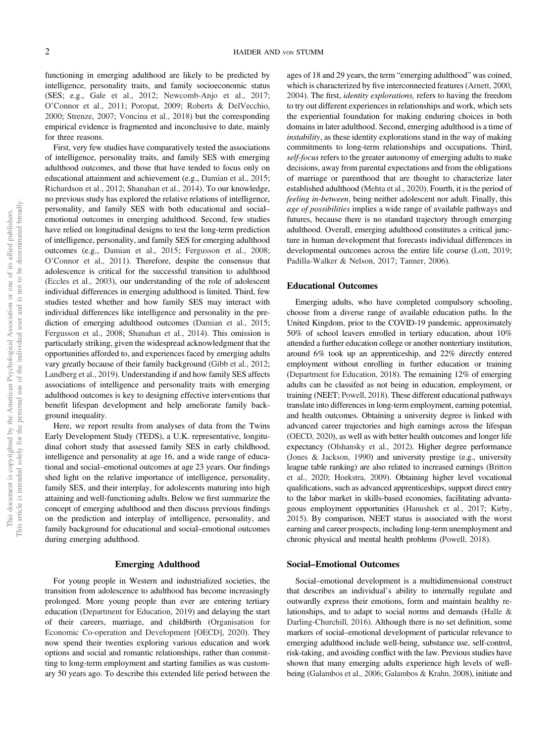functioning in emerging adulthood are likely to be predicted by intelligence, personality traits, and family socioeconomic status (SES; e.g., Gale et al., 2012; Newcomb-Anjo et al., 2017; O'Connor et al., 2011; Poropat, 2009; Roberts & DelVecchio, 2000; Strenze, 2007; Voncina et al., 2018) but the corresponding empirical evidence is fragmented and inconclusive to date, mainly for three reasons.

First, very few studies have comparatively tested the associations of intelligence, personality traits, and family SES with emerging adulthood outcomes, and those that have tended to focus only on educational attainment and achievement (e.g., Damian et al., 2015; Richardson et al., 2012; Shanahan et al., 2014). To our knowledge, no previous study has explored the relative relations of intelligence, personality, and family SES with both educational and social–emotional outcomes in emerging adulthood. Second, few studies have relied on longitudinal designs to test the long-term prediction of intelligence, personality, and family SES for emerging adulthood outcomes (e.g., Damian et al., 2015; Fergusson et al., 2008; O'Connor et al., 2011). Therefore, despite the consensus that adolescence is critical for the successful transition to adulthood (Eccles et al., 2003), our understanding of the role of adolescent individual differences in emerging adulthood is limited. Third, few studies tested whether and how family SES may interact with individual differences like intelligence and personality in the prediction of emerging adulthood outcomes (Damian et al., 2015; Fergusson et al., 2008; Shanahan et al., 2014). This omission is particularly striking, given the widespread acknowledgment that the opportunities afforded to, and experiences faced by emerging adults vary greatly because of their family background (Gibb et al., 2012; Landberg et al., 2019). Understanding if and how family SES affects associations of intelligence and personality traits with emerging adulthood outcomes is key to designing effective interventions that benefit lifespan development and help ameliorate family background inequality.

Here, we report results from analyses of data from the Twins Early Development Study (TEDS), a U.K. representative, longitudinal cohort study that assessed family SES in early childhood, intelligence and personality at age 16, and a wide range of educational and social–emotional outcomes at age 23 years. Our findings shed light on the relative importance of intelligence, personality, family SES, and their interplay, for adolescents maturing into high attaining and well-functioning adults. Below we first summarize the concept of emerging adulthood and then discuss previous findings on the prediction and interplay of intelligence, personality, and family background for educational and social–emotional outcomes during emerging adulthood.

## Emerging Adulthood

For young people in Western and industrialized societies, the transition from adolescence to adulthood has become increasingly prolonged. More young people than ever are entering tertiary education (Department for Education, 2019) and delaying the start of their careers, marriage, and childbirth (Organisation for Economic Co-operation and Development [OECD], 2020). They now spend their twenties exploring various education and work options and social and romantic relationships, rather than committing to long-term employment and starting families as was customary 50 years ago. To describe this extended life period between the ages of 18 and 29 years, the term "emerging adulthood" was coined, which is characterized by five interconnected features (Arnett, 2000, 2004). The first, *identity explorations,* refers to having the freedom to try out different experiences in relationships and work, which sets the experiential foundation for making enduring choices in both domains in later adulthood. Second, emerging adulthood is a time of *instability*, as these identity explorations stand in the way of making commitments to long-term relationships and occupations. Third, *self-focus* refers to the greater autonomy of emerging adults to make decisions, away from parental expectations and from the obligations of marriage or parenthood that are thought to characterize later established adulthood (Mehta et al., 2020). Fourth, it is the period of *feeling in-between*, being neither adolescent nor adult. Finally, this *age of possibilities* implies a wide range of available pathways and futures, because there is no standard trajectory through emerging adulthood. Overall, emerging adulthood constitutes a critical juncture in human development that forecasts individual differences in developmental outcomes across the entire life course (Lott, 2019; Padilla-Walker & Nelson, 2017; Tanner, 2006).

### Educational Outcomes

Emerging adults, who have completed compulsory schooling, choose from a diverse range of available education paths. In the United Kingdom, prior to the COVID-19 pandemic, approximately 50% of school leavers enrolled in tertiary education, about 10% attended a further education college or another nontertiary institution, around 6% took up an apprenticeship, and 22% directly entered employment without enrolling in further education or training (Department for Education, 2018). The remaining 12% of emerging adults can be classifed as not being in education, employment, or training (NEET; Powell, 2018). These different educational pathways translate into differences in long-term employment, earning potential, and health outcomes. Obtaining a university degree is linked with advanced career trajectories and high earnings across the lifespan (OECD, 2020), as well as with better health outcomes and longer life expectancy (Olshansky et al., 2012). Higher degree performance (Jones & Jackson, 1990) and university prestige (e.g., university league table ranking) are also related to increased earnings (Britton et al., 2020; Hoekstra, 2009). Obtaining higher level vocational qualifications, such as advanced apprenticeships, support direct entry to the labor market in skills-based economies, facilitating advantageous employment opportunities (Hanushek et al., 2017; Kirby, 2015). By comparison, NEET status is associated with the worst earning and career prospects, including long-term unemployment and chronic physical and mental health problems (Powell, 2018).

### Social–Emotional Outcomes

Social–emotional development is a multidimensional construct that describes an individual's ability to internally regulate and outwardly express their emotions, form and maintain healthy relationships, and to adapt to social norms and demands (Halle & Darling-Churchill, 2016). Although there is no set definition, some markers of social–emotional development of particular relevance to emerging adulthood include well-being, substance use, self-control, risk-taking, and avoiding conflict with the law. Previous studies have shown that many emerging adults experience high levels of well-being (Galambos et al., 2006; Galambos & Krahn, 2008), initiate and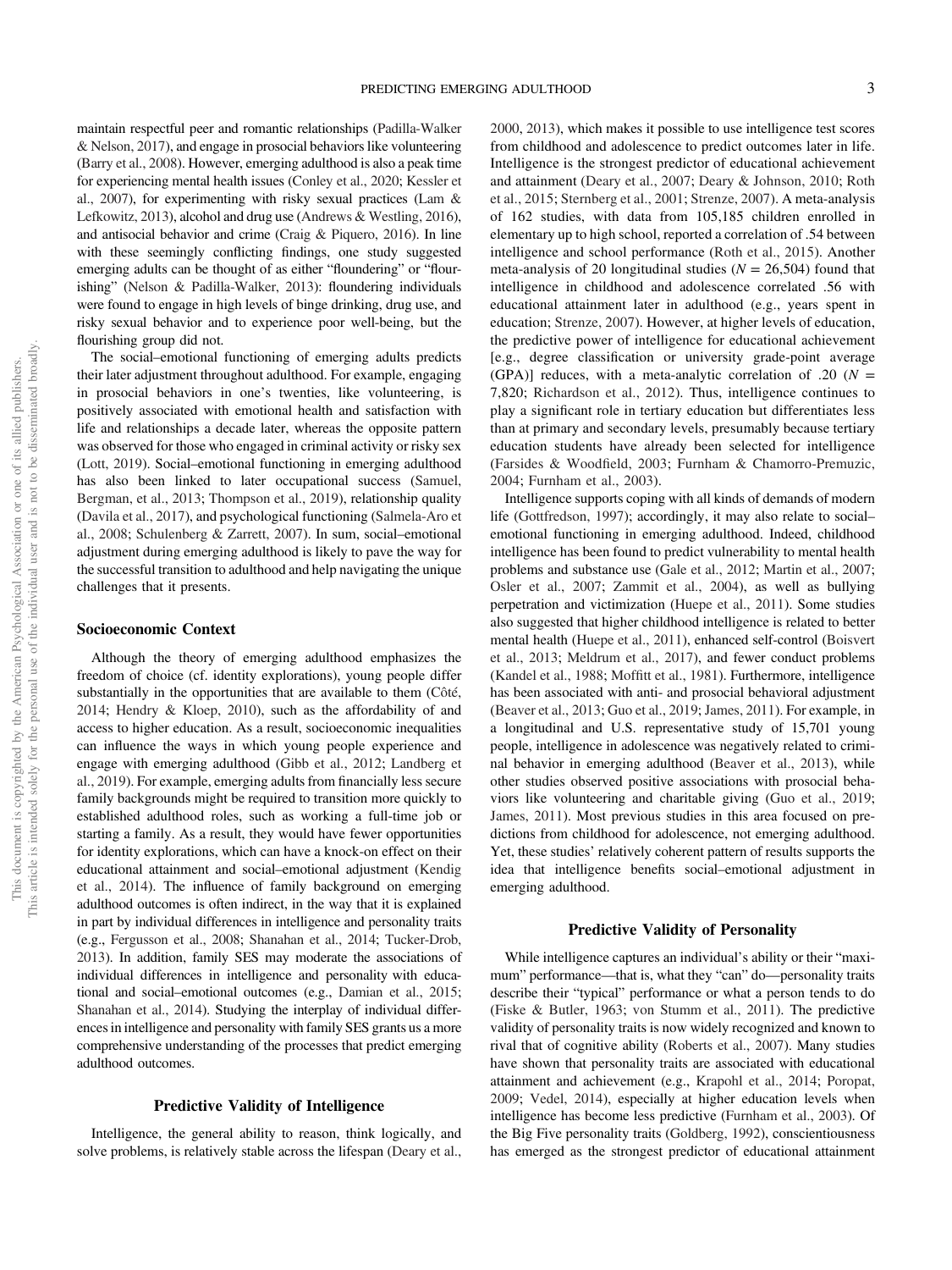maintain respectful peer and romantic relationships (Padilla-Walker & Nelson, 2017), and engage in prosocial behaviors like volunteering (Barry et al., 2008). However, emerging adulthood is also a peak time for experiencing mental health issues (Conley et al., 2020; Kessler et al., 2007), for experimenting with risky sexual practices (Lam & Lefkowitz, 2013), alcohol and drug use (Andrews & Westling, 2016), and antisocial behavior and crime (Craig & Piquero, 2016). In line with these seemingly conflicting findings, one study suggested emerging adults can be thought of as either "floundering" or "flourishing" (Nelson & Padilla-Walker, 2013): floundering individuals were found to engage in high levels of binge drinking, drug use, and risky sexual behavior and to experience poor well-being, but the flourishing group did not.

The social–emotional functioning of emerging adults predicts their later adjustment throughout adulthood. For example, engaging in prosocial behaviors in one's twenties, like volunteering, is positively associated with emotional health and satisfaction with life and relationships a decade later, whereas the opposite pattern was observed for those who engaged in criminal activity or risky sex (Lott, 2019). Social–emotional functioning in emerging adulthood has also been linked to later occupational success (Samuel, Bergman, et al., 2013; Thompson et al., 2019), relationship quality (Davila et al., 2017), and psychological functioning (Salmela-Aro et al., 2008; Schulenberg & Zarrett, 2007). In sum, social–emotional adjustment during emerging adulthood is likely to pave the way for the successful transition to adulthood and help navigating the unique challenges that it presents.

## Socioeconomic Context

Although the theory of emerging adulthood emphasizes the freedom of choice (cf. identity explorations), young people differ substantially in the opportunities that are available to them (Côté, 2014; Hendry & Kloep, 2010), such as the affordability of and access to higher education. As a result, socioeconomic inequalities can influence the ways in which young people experience and engage with emerging adulthood (Gibb et al., 2012; Landberg et al., 2019). For example, emerging adults from financially less secure family backgrounds might be required to transition more quickly to established adulthood roles, such as working a full-time job or starting a family. As a result, they would have fewer opportunities for identity explorations, which can have a knock-on effect on their educational attainment and social–emotional adjustment (Kendig et al., 2014). The influence of family background on emerging adulthood outcomes is often indirect, in the way that it is explained in part by individual differences in intelligence and personality traits (e.g., Fergusson et al., 2008; Shanahan et al., 2014; Tucker-Drob, 2013). In addition, family SES may moderate the associations of individual differences in intelligence and personality with educational and social–emotional outcomes (e.g., Damian et al., 2015; Shanahan et al., 2014). Studying the interplay of individual differences in intelligence and personality with family SES grants us a more comprehensive understanding of the processes that predict emerging adulthood outcomes.

## Predictive Validity of Intelligence

Intelligence, the general ability to reason, think logically, and solve problems, is relatively stable across the lifespan (Deary et al., 2000, 2013), which makes it possible to use intelligence test scores from childhood and adolescence to predict outcomes later in life. Intelligence is the strongest predictor of educational achievement and attainment (Deary et al., 2007; Deary & Johnson, 2010; Roth et al., 2015; Sternberg et al., 2001; Strenze, 2007). A meta-analysis of 162 studies, with data from 105,185 children enrolled in elementary up to high school, reported a correlation of .54 between intelligence and school performance (Roth et al., 2015). Another meta-analysis of 20 longitudinal studies ($N$ = 26,504) found that intelligence in childhood and adolescence correlated .56 with educational attainment later in adulthood (e.g., years spent in education; Strenze, 2007). However, at higher levels of education, the predictive power of intelligence for educational achievement [e.g., degree classification or university grade-point average (GPA)] reduces, with a meta-analytic correlation of .20 ($N$ = 7,820; Richardson et al., 2012). Thus, intelligence continues to play a significant role in tertiary education but differentiates less than at primary and secondary levels, presumably because tertiary education students have already been selected for intelligence (Farsides & Woodfield, 2003; Furnham & Chamorro-Premuzic, 2004; Furnham et al., 2003).

Intelligence supports coping with all kinds of demands of modern life (Gottfredson, 1997); accordingly, it may also relate to social–emotional functioning in emerging adulthood. Indeed, childhood intelligence has been found to predict vulnerability to mental health problems and substance use (Gale et al., 2012; Martin et al., 2007; Osler et al., 2007; Zammit et al., 2004), as well as bullying perpetration and victimization (Huepe et al., 2011). Some studies also suggested that higher childhood intelligence is related to better mental health (Huepe et al., 2011), enhanced self-control (Boisvert et al., 2013; Meldrum et al., 2017), and fewer conduct problems (Kandel et al., 1988; Moffitt et al., 1981). Furthermore, intelligence has been associated with anti- and prosocial behavioral adjustment (Beaver et al., 2013; Guo et al., 2019; James, 2011). For example, in a longitudinal and U.S. representative study of 15,701 young people, intelligence in adolescence was negatively related to criminal behavior in emerging adulthood (Beaver et al., 2013), while other studies observed positive associations with prosocial behaviors like volunteering and charitable giving (Guo et al., 2019; James, 2011). Most previous studies in this area focused on predictions from childhood for adolescence, not emerging adulthood. Yet, these studies' relatively coherent pattern of results supports the idea that intelligence benefits social–emotional adjustment in emerging adulthood.

## Predictive Validity of Personality

While intelligence captures an individual's ability or their "maximum" performance—that is, what they "can" do—personality traits describe their "typical" performance or what a person tends to do (Fiske & Butler, 1963; von Stumm et al., 2011). The predictive validity of personality traits is now widely recognized and known to rival that of cognitive ability (Roberts et al., 2007). Many studies have shown that personality traits are associated with educational attainment and achievement (e.g., Krapohl et al., 2014; Poropat, 2009; Vedel, 2014), especially at higher education levels when intelligence has become less predictive (Furnham et al., 2003). Of the Big Five personality traits (Goldberg, 1992), conscientiousness has emerged as the strongest predictor of educational attainment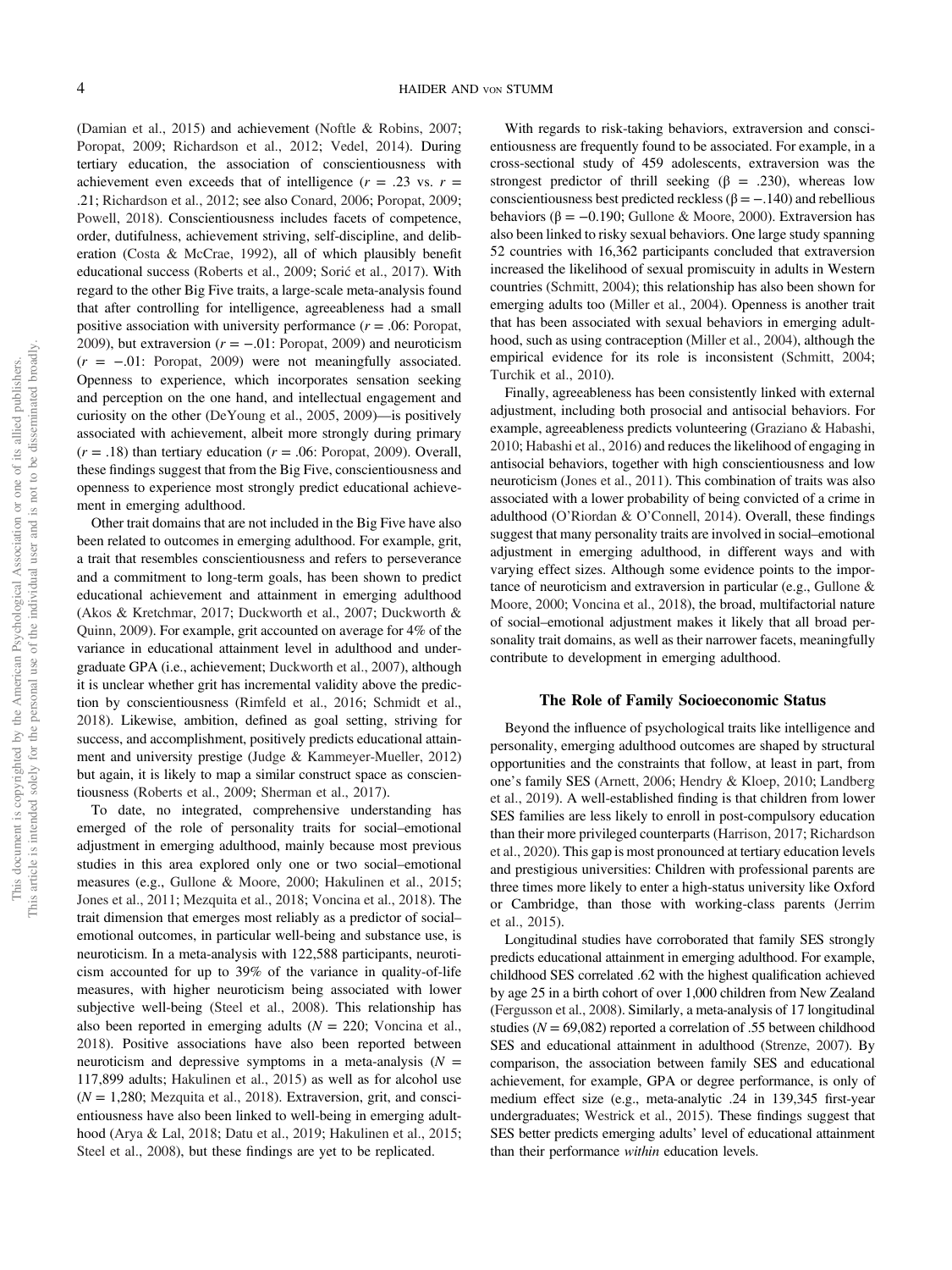(Damian et al., 2015) and achievement (Noftle & Robins, 2007; Poropat, 2009; Richardson et al., 2012; Vedel, 2014). During tertiary education, the association of conscientiousness with achievement even exceeds that of intelligence ($r$ = .23 vs. $r$ = .21; Richardson et al., 2012; see also Conard, 2006; Poropat, 2009; Powell, 2018). Conscientiousness includes facets of competence, order, dutifulness, achievement striving, self-discipline, and deliberation (Costa & McCrae, 1992), all of which plausibly benefit educational success (Roberts et al., 2009; Sorić et al., 2017). With regard to the other Big Five traits, a large-scale meta-analysis found that after controlling for intelligence, agreeableness had a small positive association with university performance ($r$ = .06: Poropat, 2009), but extraversion ($r$ = −.01: Poropat, 2009) and neuroticism ($r$ = −.01: Poropat, 2009) were not meaningfully associated. Openness to experience, which incorporates sensation seeking and perception on the one hand, and intellectual engagement and curiosity on the other (DeYoung et al., 2005, 2009)—is positively associated with achievement, albeit more strongly during primary ($r$ = .18) than tertiary education ($r$ = .06: Poropat, 2009). Overall, these findings suggest that from the Big Five, conscientiousness and openness to experience most strongly predict educational achievement in emerging adulthood.

Other trait domains that are not included in the Big Five have also been related to outcomes in emerging adulthood. For example, grit, a trait that resembles conscientiousness and refers to perseverance and a commitment to long-term goals, has been shown to predict educational achievement and attainment in emerging adulthood (Akos & Kretchmar, 2017; Duckworth et al., 2007; Duckworth & Quinn, 2009). For example, grit accounted on average for 4% of the variance in educational attainment level in adulthood and undergraduate GPA (i.e., achievement; Duckworth et al., 2007), although it is unclear whether grit has incremental validity above the prediction by conscientiousness (Rimfeld et al., 2016; Schmidt et al., 2018). Likewise, ambition, defined as goal setting, striving for success, and accomplishment, positively predicts educational attainment and university prestige (Judge & Kammeyer-Mueller, 2012) but again, it is likely to map a similar construct space as conscientiousness (Roberts et al., 2009; Sherman et al., 2017).

To date, no integrated, comprehensive understanding has emerged of the role of personality traits for social–emotional adjustment in emerging adulthood, mainly because most previous studies in this area explored only one or two social–emotional measures (e.g., Gullone & Moore, 2000; Hakulinen et al., 2015; Jones et al., 2011; Mezquita et al., 2018; Voncina et al., 2018). The trait dimension that emerges most reliably as a predictor of social–emotional outcomes, in particular well-being and substance use, is neuroticism. In a meta-analysis with 122,588 participants, neuroticism accounted for up to 39% of the variance in quality-of-life measures, with higher neuroticism being associated with lower subjective well-being (Steel et al., 2008). This relationship has also been reported in emerging adults ($N$ = 220; Voncina et al., 2018). Positive associations have also been reported between neuroticism and depressive symptoms in a meta-analysis ($N$ = 117,899 adults; Hakulinen et al., 2015) as well as for alcohol use ($N$ = 1,280; Mezquita et al., 2018). Extraversion, grit, and conscientiousness have also been linked to well-being in emerging adulthood (Arya & Lal, 2018; Datu et al., 2019; Hakulinen et al., 2015; Steel et al., 2008), but these findings are yet to be replicated.

With regards to risk-taking behaviors, extraversion and conscientiousness are frequently found to be associated. For example, in a cross-sectional study of 459 adolescents, extraversion was the strongest predictor of thrill seeking ($\beta$ = .230), whereas low conscientiousness best predicted reckless ($\beta$ = −.140) and rebellious behaviors ($\beta$ = −0.190; Gullone & Moore, 2000). Extraversion has also been linked to risky sexual behaviors. One large study spanning 52 countries with 16,362 participants concluded that extraversion increased the likelihood of sexual promiscuity in adults in Western countries (Schmitt, 2004); this relationship has also been shown for emerging adults too (Miller et al., 2004). Openness is another trait that has been associated with sexual behaviors in emerging adulthood, such as using contraception (Miller et al., 2004), although the empirical evidence for its role is inconsistent (Schmitt, 2004; Turchik et al., 2010).

Finally, agreeableness has been consistently linked with external adjustment, including both prosocial and antisocial behaviors. For example, agreeableness predicts volunteering (Graziano & Habashi, 2010; Habashi et al., 2016) and reduces the likelihood of engaging in antisocial behaviors, together with high conscientiousness and low neuroticism (Jones et al., 2011). This combination of traits was also associated with a lower probability of being convicted of a crime in adulthood (O'Riordan & O'Connell, 2014). Overall, these findings suggest that many personality traits are involved in social–emotional adjustment in emerging adulthood, in different ways and with varying effect sizes. Although some evidence points to the importance of neuroticism and extraversion in particular (e.g., Gullone & Moore, 2000; Voncina et al., 2018), the broad, multifactorial nature of social–emotional adjustment makes it likely that all broad personality trait domains, as well as their narrower facets, meaningfully contribute to development in emerging adulthood.

## The Role of Family Socioeconomic Status

Beyond the influence of psychological traits like intelligence and personality, emerging adulthood outcomes are shaped by structural opportunities and the constraints that follow, at least in part, from one's family SES (Arnett, 2006; Hendry & Kloep, 2010; Landberg et al., 2019). A well-established finding is that children from lower SES families are less likely to enroll in post-compulsory education than their more privileged counterparts (Harrison, 2017; Richardson et al., 2020). This gap is most pronounced at tertiary education levels and prestigious universities: Children with professional parents are three times more likely to enter a high-status university like Oxford or Cambridge, than those with working-class parents (Jerrim et al., 2015).

Longitudinal studies have corroborated that family SES strongly predicts educational attainment in emerging adulthood. For example, childhood SES correlated .62 with the highest qualification achieved by age 25 in a birth cohort of over 1,000 children from New Zealand (Fergusson et al., 2008). Similarly, a meta-analysis of 17 longitudinal studies ($N$ = 69,082) reported a correlation of .55 between childhood SES and educational attainment in adulthood (Strenze, 2007). By comparison, the association between family SES and educational achievement, for example, GPA or degree performance, is only of medium effect size (e.g., meta-analytic .24 in 139,345 first-year undergraduates; Westrick et al., 2015). These findings suggest that SES better predicts emerging adults' level of educational attainment than their performance *within* education levels.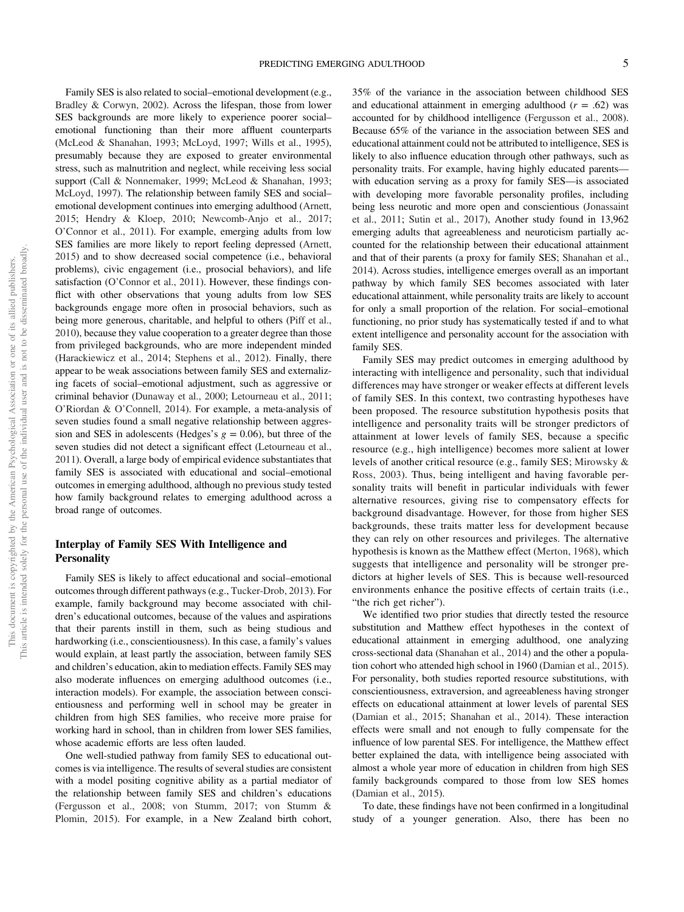Family SES is also related to social–emotional development (e.g., Bradley & Corwyn, 2002). Across the lifespan, those from lower SES backgrounds are more likely to experience poorer social–emotional functioning than their more affluent counterparts (McLeod & Shanahan, 1993; McLoyd, 1997; Wills et al., 1995), presumably because they are exposed to greater environmental stress, such as malnutrition and neglect, while receiving less social support (Call & Nonnemaker, 1999; McLeod & Shanahan, 1993; McLoyd, 1997). The relationship between family SES and social–emotional development continues into emerging adulthood (Arnett, 2015; Hendry & Kloep, 2010; Newcomb-Anjo et al., 2017; O'Connor et al., 2011). For example, emerging adults from low SES families are more likely to report feeling depressed (Arnett, 2015) and to show decreased social competence (i.e., behavioral problems), civic engagement (i.e., prosocial behaviors), and life satisfaction (O'Connor et al., 2011). However, these findings conflict with other observations that young adults from low SES backgrounds engage more often in prosocial behaviors, such as being more generous, charitable, and helpful to others (Piff et al., 2010), because they value cooperation to a greater degree than those from privileged backgrounds, who are more independent minded (Harackiewicz et al., 2014; Stephens et al., 2012). Finally, there appear to be weak associations between family SES and externalizing facets of social–emotional adjustment, such as aggressive or criminal behavior (Dunaway et al., 2000; Letourneau et al., 2011; O'Riordan & O'Connell, 2014). For example, a meta-analysis of seven studies found a small negative relationship between aggression and SES in adolescents (Hedges's $g = 0.06$), but three of the seven studies did not detect a significant effect (Letourneau et al., 2011). Overall, a large body of empirical evidence substantiates that family SES is associated with educational and social–emotional outcomes in emerging adulthood, although no previous study tested how family background relates to emerging adulthood across a broad range of outcomes.

## Interplay of Family SES With Intelligence and Personality

Family SES is likely to affect educational and social–emotional outcomes through different pathways (e.g., Tucker-Drob, 2013). For example, family background may become associated with children's educational outcomes, because of the values and aspirations that their parents instill in them, such as being studious and hardworking (i.e., conscientiousness). In this case, a family's values would explain, at least partly the association, between family SES and children's education, akin to mediation effects. Family SES may also moderate influences on emerging adulthood outcomes (i.e., interaction models). For example, the association between conscientiousness and performing well in school may be greater in children from high SES families, who receive more praise for working hard in school, than in children from lower SES families, whose academic efforts are less often lauded.

One well-studied pathway from family SES to educational outcomes is via intelligence. The results of several studies are consistent with a model positing cognitive ability as a partial mediator of the relationship between family SES and children's educations (Fergusson et al., 2008; von Stumm, 2017; von Stumm & Plomin, 2015). For example, in a New Zealand birth cohort, 35% of the variance in the association between childhood SES and educational attainment in emerging adulthood ($r = .62$) was accounted for by childhood intelligence (Fergusson et al., 2008). Because 65% of the variance in the association between SES and educational attainment could not be attributed to intelligence, SES is likely to also influence education through other pathways, such as personality traits. For example, having highly educated parents—with education serving as a proxy for family SES—is associated with developing more favorable personality profiles, including being less neurotic and more open and conscientious (Jonassaint et al., 2011; Sutin et al., 2017), Another study found in 13,962 emerging adults that agreeableness and neuroticism partially accounted for the relationship between their educational attainment and that of their parents (a proxy for family SES; Shanahan et al., 2014). Across studies, intelligence emerges overall as an important pathway by which family SES becomes associated with later educational attainment, while personality traits are likely to account for only a small proportion of the relation. For social–emotional functioning, no prior study has systematically tested if and to what extent intelligence and personality account for the association with family SES.

Family SES may predict outcomes in emerging adulthood by interacting with intelligence and personality, such that individual differences may have stronger or weaker effects at different levels of family SES. In this context, two contrasting hypotheses have been proposed. The resource substitution hypothesis posits that intelligence and personality traits will be stronger predictors of attainment at lower levels of family SES, because a specific resource (e.g., high intelligence) becomes more salient at lower levels of another critical resource (e.g., family SES; Mirowsky & Ross, 2003). Thus, being intelligent and having favorable personality traits will benefit in particular individuals with fewer alternative resources, giving rise to compensatory effects for background disadvantage. However, for those from higher SES backgrounds, these traits matter less for development because they can rely on other resources and privileges. The alternative hypothesis is known as the Matthew effect (Merton, 1968), which suggests that intelligence and personality will be stronger predictors at higher levels of SES. This is because well-resourced environments enhance the positive effects of certain traits (i.e., "the rich get richer").

We identified two prior studies that directly tested the resource substitution and Matthew effect hypotheses in the context of educational attainment in emerging adulthood, one analyzing cross-sectional data (Shanahan et al., 2014) and the other a population cohort who attended high school in 1960 (Damian et al., 2015). For personality, both studies reported resource substitutions, with conscientiousness, extraversion, and agreeableness having stronger effects on educational attainment at lower levels of parental SES (Damian et al., 2015; Shanahan et al., 2014). These interaction effects were small and not enough to fully compensate for the influence of low parental SES. For intelligence, the Matthew effect better explained the data, with intelligence being associated with almost a whole year more of education in children from high SES family backgrounds compared to those from low SES homes (Damian et al., 2015).

To date, these findings have not been confirmed in a longitudinal study of a younger generation. Also, there has been no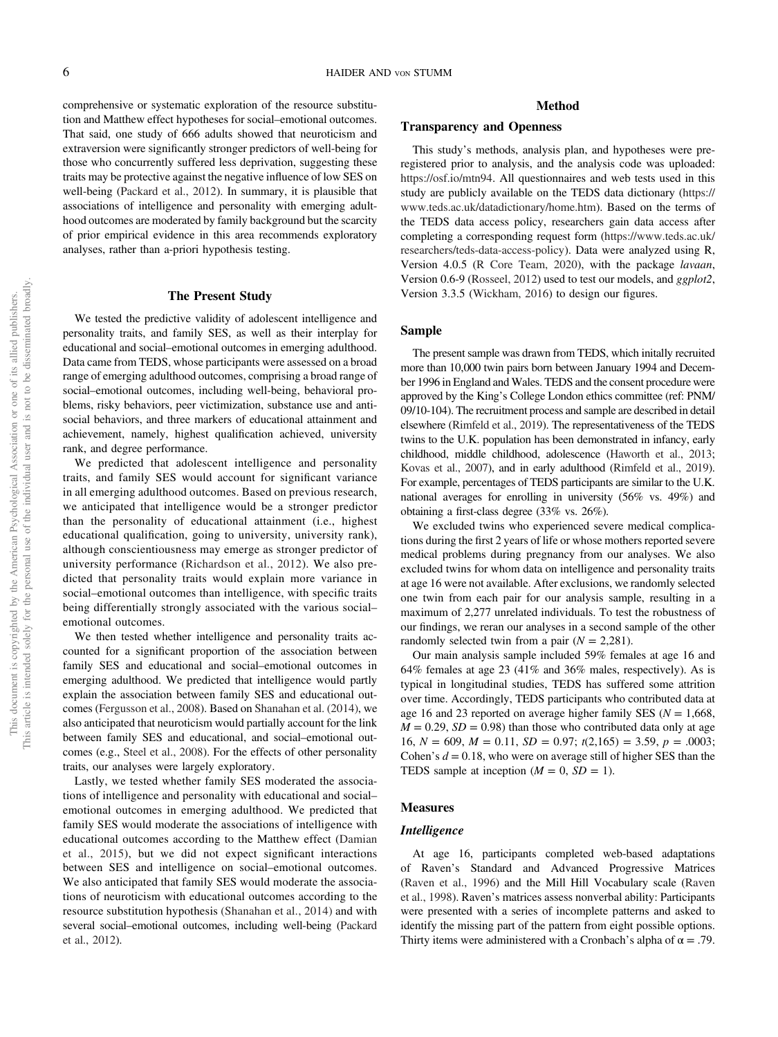comprehensive or systematic exploration of the resource substitution and Matthew effect hypotheses for social–emotional outcomes. That said, one study of 666 adults showed that neuroticism and extraversion were significantly stronger predictors of well-being for those who concurrently suffered less deprivation, suggesting these traits may be protective against the negative influence of low SES on well-being (Packard et al., 2012). In summary, it is plausible that associations of intelligence and personality with emerging adulthood outcomes are moderated by family background but the scarcity of prior empirical evidence in this area recommends exploratory analyses, rather than a-priori hypothesis testing.

## The Present Study

We tested the predictive validity of adolescent intelligence and personality traits, and family SES, as well as their interplay for educational and social–emotional outcomes in emerging adulthood. Data came from TEDS, whose participants were assessed on a broad range of emerging adulthood outcomes, comprising a broad range of social–emotional outcomes, including well-being, behavioral problems, risky behaviors, peer victimization, substance use and antisocial behaviors, and three markers of educational attainment and achievement, namely, highest qualification achieved, university rank, and degree performance.

We predicted that adolescent intelligence and personality traits, and family SES would account for significant variance in all emerging adulthood outcomes. Based on previous research, we anticipated that intelligence would be a stronger predictor than the personality of educational attainment (i.e., highest educational qualification, going to university, university rank), although conscientiousness may emerge as stronger predictor of university performance (Richardson et al., 2012). We also predicted that personality traits would explain more variance in social–emotional outcomes than intelligence, with specific traits being differentially strongly associated with the various social–emotional outcomes.

We then tested whether intelligence and personality traits accounted for a significant proportion of the association between family SES and educational and social–emotional outcomes in emerging adulthood. We predicted that intelligence would partly explain the association between family SES and educational outcomes (Fergusson et al., 2008). Based on Shanahan et al. (2014), we also anticipated that neuroticism would partially account for the link between family SES and educational, and social–emotional outcomes (e.g., Steel et al., 2008). For the effects of other personality traits, our analyses were largely exploratory.

Lastly, we tested whether family SES moderated the associations of intelligence and personality with educational and social–emotional outcomes in emerging adulthood. We predicted that family SES would moderate the associations of intelligence with educational outcomes according to the Matthew effect (Damian et al., 2015), but we did not expect significant interactions between SES and intelligence on social–emotional outcomes. We also anticipated that family SES would moderate the associations of neuroticism with educational outcomes according to the resource substitution hypothesis (Shanahan et al., 2014) and with several social–emotional outcomes, including well-being (Packard et al., 2012).

## Method

### Transparency and Openness

This study's methods, analysis plan, and hypotheses were preregistered prior to analysis, and the analysis code was uploaded: https://osf.io/mtn94. All questionnaires and web tests used in this study are publicly available on the TEDS data dictionary (https://www.teds.ac.uk/datadictionary/home.htm). Based on the terms of the TEDS data access policy, researchers gain data access after completing a corresponding request form (https://www.teds.ac.uk/researchers/teds-data-access-policy). Data were analyzed using R, Version 4.0.5 (R Core Team, 2020), with the package *lavaan*, Version 0.6-9 (Rosseel, 2012) used to test our models, and *ggplot2*, Version 3.3.5 (Wickham, 2016) to design our figures.

### Sample

The present sample was drawn from TEDS, which initally recruited more than 10,000 twin pairs born between January 1994 and December 1996 in England and Wales. TEDS and the consent procedure were approved by the King's College London ethics committee (ref: PNM/09/10-104). The recruitment process and sample are described in detail elsewhere (Rimfeld et al., 2019). The representativeness of the TEDS twins to the U.K. population has been demonstrated in infancy, early childhood, middle childhood, adolescence (Haworth et al., 2013; Kovas et al., 2007), and in early adulthood (Rimfeld et al., 2019). For example, percentages of TEDS participants are similar to the U.K. national averages for enrolling in university (56% vs. 49%) and obtaining a first-class degree (33% vs. 26%).

We excluded twins who experienced severe medical complications during the first 2 years of life or whose mothers reported severe medical problems during pregnancy from our analyses. We also excluded twins for whom data on intelligence and personality traits at age 16 were not available. After exclusions, we randomly selected one twin from each pair for our analysis sample, resulting in a maximum of 2,277 unrelated individuals. To test the robustness of our findings, we reran our analyses in a second sample of the other randomly selected twin from a pair ($N = 2,281$).

Our main analysis sample included 59% females at age 16 and 64% females at age 23 (41% and 36% males, respectively). As is typical in longitudinal studies, TEDS has suffered some attrition over time. Accordingly, TEDS participants who contributed data at age 16 and 23 reported on average higher family SES ($N = 1,668$, $M = 0.29$, $SD = 0.98$) than those who contributed data only at age 16, $N = 609$, $M = 0.11$, $SD = 0.97$; $t(2,165) = 3.59$, $p = .0003$; Cohen's $d = 0.18$, who were on average still of higher SES than the TEDS sample at inception ($M = 0$, $SD = 1$).

### Measures

#### *Intelligence*

At age 16, participants completed web-based adaptations of Raven's Standard and Advanced Progressive Matrices (Raven et al., 1996) and the Mill Hill Vocabulary scale (Raven et al., 1998). Raven's matrices assess nonverbal ability: Participants were presented with a series of incomplete patterns and asked to identify the missing part of the pattern from eight possible options. Thirty items were administered with a Cronbach's alpha of $\alpha = .79$.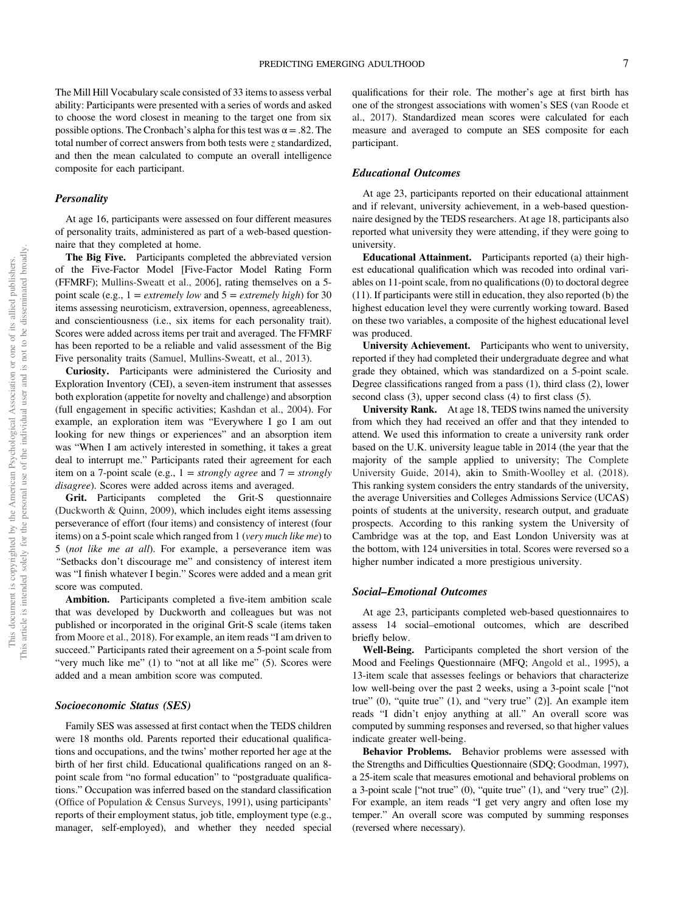The Mill Hill Vocabulary scale consisted of 33 items to assess verbal ability: Participants were presented with a series of words and asked to choose the word closest in meaning to the target one from six possible options. The Cronbach's alpha for this test was $\alpha = .82$. The total number of correct answers from both tests were $z$ standardized, and then the mean calculated to compute an overall intelligence composite for each participant.

### *Personality*

At age 16, participants were assessed on four different measures of personality traits, administered as part of a web-based questionnaire that they completed at home.

**The Big Five.** Participants completed the abbreviated version of the Five-Factor Model [Five-Factor Model Rating Form (FFMRF); Mullins-Sweatt et al., 2006], rating themselves on a 5-point scale (e.g., 1 = *extremely low* and 5 = *extremely high*) for 30 items assessing neuroticism, extraversion, openness, agreeableness, and conscientiousness (i.e., six items for each personality trait). Scores were added across items per trait and averaged. The FFMRF has been reported to be a reliable and valid assessment of the Big Five personality traits (Samuel, Mullins-Sweatt, et al., 2013).

**Curiosity.** Participants were administered the Curiosity and Exploration Inventory (CEI), a seven-item instrument that assesses both exploration (appetite for novelty and challenge) and absorption (full engagement in specific activities; Kashdan et al., 2004). For example, an exploration item was "Everywhere I go I am out looking for new things or experiences" and an absorption item was "When I am actively interested in something, it takes a great deal to interrupt me." Participants rated their agreement for each item on a 7-point scale (e.g., 1 = *strongly agree* and 7 = *strongly disagree*). Scores were added across items and averaged.

**Grit.** Participants completed the Grit-S questionnaire (Duckworth & Quinn, 2009), which includes eight items assessing perseverance of effort (four items) and consistency of interest (four items) on a 5-point scale which ranged from 1 (*very much like me*) to 5 (*not like me at all*). For example, a perseverance item was "Setbacks don't discourage me" and consistency of interest item was "I finish whatever I begin." Scores were added and a mean grit score was computed.

**Ambition.** Participants completed a five-item ambition scale that was developed by Duckworth and colleagues but was not published or incorporated in the original Grit-S scale (items taken from Moore et al., 2018). For example, an item reads "I am driven to succeed." Participants rated their agreement on a 5-point scale from "very much like me" (1) to "not at all like me" (5). Scores were added and a mean ambition score was computed.

### *Socioeconomic Status (SES)*

Family SES was assessed at first contact when the TEDS children were 18 months old. Parents reported their educational qualifications and occupations, and the twins' mother reported her age at the birth of her first child. Educational qualifications ranged on an 8-point scale from "no formal education" to "postgraduate qualifications." Occupation was inferred based on the standard classification (Office of Population & Census Surveys, 1991), using participants' reports of their employment status, job title, employment type (e.g., manager, self-employed), and whether they needed special qualifications for their role. The mother's age at first birth has one of the strongest associations with women's SES (van Roode et al., 2017). Standardized mean scores were calculated for each measure and averaged to compute an SES composite for each participant.

### *Educational Outcomes*

At age 23, participants reported on their educational attainment and if relevant, university achievement, in a web-based questionnaire designed by the TEDS researchers. At age 18, participants also reported what university they were attending, if they were going to university.

**Educational Attainment.** Participants reported (a) their highest educational qualification which was recoded into ordinal variables on 11-point scale, from no qualifications (0) to doctoral degree (11). If participants were still in education, they also reported (b) the highest education level they were currently working toward. Based on these two variables, a composite of the highest educational level was produced.

**University Achievement.** Participants who went to university, reported if they had completed their undergraduate degree and what grade they obtained, which was standardized on a 5-point scale. Degree classifications ranged from a pass (1), third class (2), lower second class (3), upper second class (4) to first class (5).

**University Rank.** At age 18, TEDS twins named the university from which they had received an offer and that they intended to attend. We used this information to create a university rank order based on the U.K. university league table in 2014 (the year that the majority of the sample applied to university; The Complete University Guide, 2014), akin to Smith-Woolley et al. (2018). This ranking system considers the entry standards of the university, the average Universities and Colleges Admissions Service (UCAS) points of students at the university, research output, and graduate prospects. According to this ranking system the University of Cambridge was at the top, and East London University was at the bottom, with 124 universities in total. Scores were reversed so a higher number indicated a more prestigious university.

### *Social–Emotional Outcomes*

At age 23, participants completed web-based questionnaires to assess 14 social–emotional outcomes, which are described briefly below.

**Well-Being.** Participants completed the short version of the Mood and Feelings Questionnaire (MFQ; Angold et al., 1995), a 13-item scale that assesses feelings or behaviors that characterize low well-being over the past 2 weeks, using a 3-point scale ["not true" (0), "quite true" (1), and "very true" (2)]. An example item reads "I didn't enjoy anything at all." An overall score was computed by summing responses and reversed, so that higher values indicate greater well-being.

**Behavior Problems.** Behavior problems were assessed with the Strengths and Difficulties Questionnaire (SDQ; Goodman, 1997), a 25-item scale that measures emotional and behavioral problems on a 3-point scale ["not true" (0), "quite true" (1), and "very true" (2)]. For example, an item reads "I get very angry and often lose my temper." An overall score was computed by summing responses (reversed where necessary).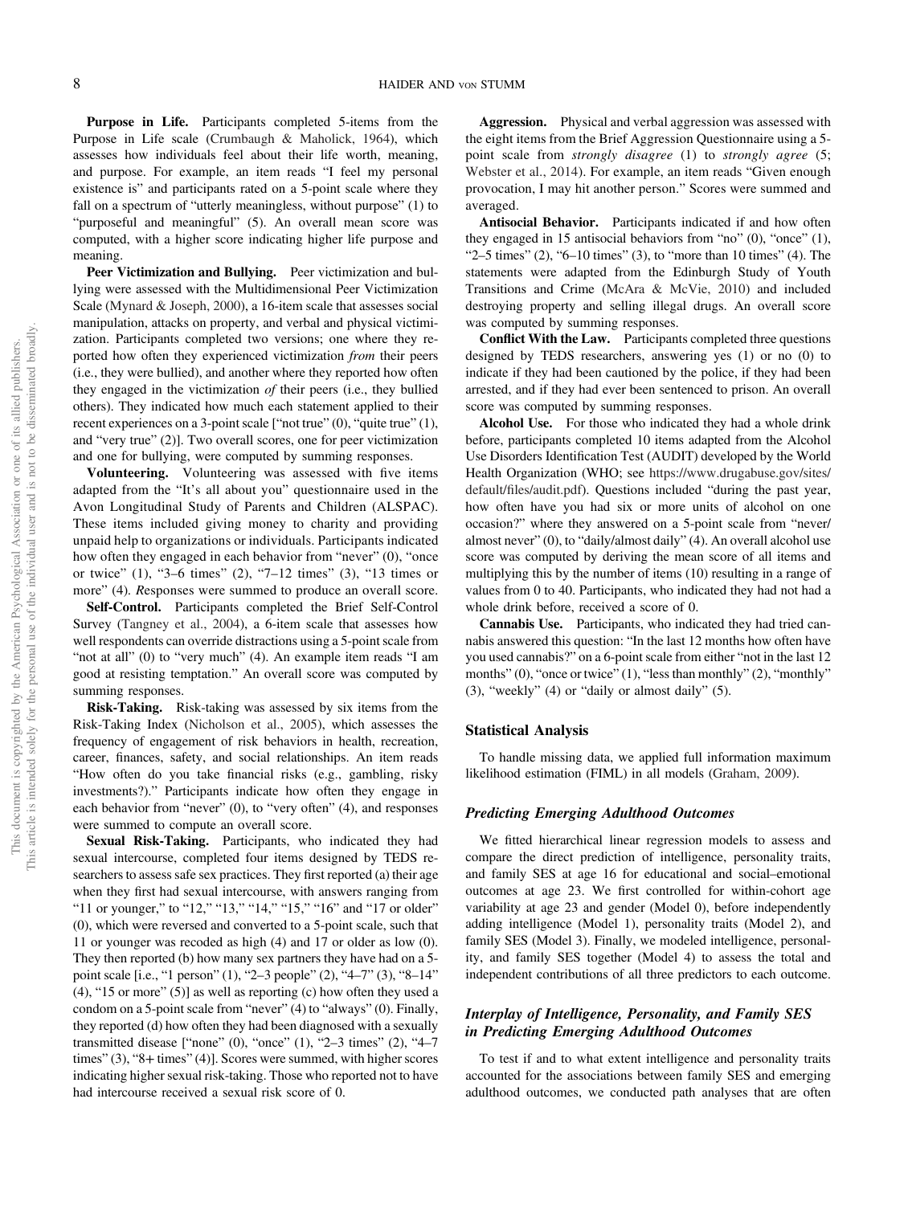**Purpose in Life.** Participants completed 5-items from the Purpose in Life scale (Crumbaugh & Maholick, 1964), which assesses how individuals feel about their life worth, meaning, and purpose. For example, an item reads "I feel my personal existence is" and participants rated on a 5-point scale where they fall on a spectrum of "utterly meaningless, without purpose" (1) to "purposeful and meaningful" (5). An overall mean score was computed, with a higher score indicating higher life purpose and meaning.

**Peer Victimization and Bullying.** Peer victimization and bullying were assessed with the Multidimensional Peer Victimization Scale (Mynard & Joseph, 2000), a 16-item scale that assesses social manipulation, attacks on property, and verbal and physical victimization. Participants completed two versions; one where they reported how often they experienced victimization *from* their peers (i.e., they were bullied), and another where they reported how often they engaged in the victimization *of* their peers (i.e., they bullied others). They indicated how much each statement applied to their recent experiences on a 3-point scale ["not true" (0), "quite true" (1), and "very true" (2)]. Two overall scores, one for peer victimization and one for bullying, were computed by summing responses.

**Volunteering.** Volunteering was assessed with five items adapted from the "It's all about you" questionnaire used in the Avon Longitudinal Study of Parents and Children (ALSPAC). These items included giving money to charity and providing unpaid help to organizations or individuals. Participants indicated how often they engaged in each behavior from "never" (0), "once or twice" (1), "3–6 times" (2), "7–12 times" (3), "13 times or more" (4). *R*esponses were summed to produce an overall score.

**Self-Control.** Participants completed the Brief Self-Control Survey (Tangney et al., 2004), a 6-item scale that assesses how well respondents can override distractions using a 5-point scale from "not at all" (0) to "very much" (4). An example item reads "I am good at resisting temptation." An overall score was computed by summing responses.

**Risk-Taking.** Risk-taking was assessed by six items from the Risk-Taking Index (Nicholson et al., 2005), which assesses the frequency of engagement of risk behaviors in health, recreation, career, finances, safety, and social relationships. An item reads "How often do you take financial risks (e.g., gambling, risky investments?)." Participants indicate how often they engage in each behavior from "never" (0), to "very often" (4), and responses were summed to compute an overall score.

**Sexual Risk-Taking.** Participants, who indicated they had sexual intercourse, completed four items designed by TEDS researchers to assess safe sex practices. They first reported (a) their age when they first had sexual intercourse, with answers ranging from "11 or younger," to "12," "13," "14," "15," "16" and "17 or older" (0), which were reversed and converted to a 5-point scale, such that 11 or younger was recoded as high (4) and 17 or older as low (0). They then reported (b) how many sex partners they have had on a 5-point scale [i.e., "1 person" (1), "2–3 people" (2), "4–7" (3), "8–14" (4), "15 or more" (5)] as well as reporting (c) how often they used a condom on a 5-point scale from "never" (4) to "always" (0). Finally, they reported (d) how often they had been diagnosed with a sexually transmitted disease ["none" (0), "once" (1), "2–3 times" (2), "4–7 times" (3), "8+ times" (4)]. Scores were summed, with higher scores indicating higher sexual risk-taking. Those who reported not to have had intercourse received a sexual risk score of 0.

**Aggression.** Physical and verbal aggression was assessed with the eight items from the Brief Aggression Questionnaire using a 5-point scale from *strongly disagree* (1) to *strongly agree* (5; Webster et al., 2014). For example, an item reads "Given enough provocation, I may hit another person." Scores were summed and averaged.

**Antisocial Behavior.** Participants indicated if and how often they engaged in 15 antisocial behaviors from "no" (0), "once" (1), "2–5 times" (2), "6–10 times" (3), to "more than 10 times" (4). The statements were adapted from the Edinburgh Study of Youth Transitions and Crime (McAra & McVie, 2010) and included destroying property and selling illegal drugs. An overall score was computed by summing responses.

**Conflict With the Law.** Participants completed three questions designed by TEDS researchers, answering yes (1) or no (0) to indicate if they had been cautioned by the police, if they had been arrested, and if they had ever been sentenced to prison. An overall score was computed by summing responses.

**Alcohol Use.** For those who indicated they had a whole drink before, participants completed 10 items adapted from the Alcohol Use Disorders Identification Test (AUDIT) developed by the World Health Organization (WHO; see https://www.drugabuse.gov/sites/default/files/audit.pdf). Questions included "during the past year, how often have you had six or more units of alcohol on one occasion?" where they answered on a 5-point scale from "never/almost never" (0), to "daily/almost daily" (4). An overall alcohol use score was computed by deriving the mean score of all items and multiplying this by the number of items (10) resulting in a range of values from 0 to 40. Participants, who indicated they had not had a whole drink before, received a score of 0.

**Cannabis Use.** Participants, who indicated they had tried cannabis answered this question: "In the last 12 months how often have you used cannabis?" on a 6-point scale from either "not in the last 12 months" (0), "once or twice" (1), "less than monthly" (2), "monthly" (3), "weekly" (4) or "daily or almost daily" (5).

## Statistical Analysis

To handle missing data, we applied full information maximum likelihood estimation (FIML) in all models (Graham, 2009).

### *Predicting Emerging Adulthood Outcomes*

We fitted hierarchical linear regression models to assess and compare the direct prediction of intelligence, personality traits, and family SES at age 16 for educational and social–emotional outcomes at age 23. We first controlled for within-cohort age variability at age 23 and gender (Model 0), before independently adding intelligence (Model 1), personality traits (Model 2), and family SES (Model 3). Finally, we modeled intelligence, personality, and family SES together (Model 4) to assess the total and independent contributions of all three predictors to each outcome.

### *Interplay of Intelligence, Personality, and Family SES in Predicting Emerging Adulthood Outcomes*

To test if and to what extent intelligence and personality traits accounted for the associations between family SES and emerging adulthood outcomes, we conducted path analyses that are often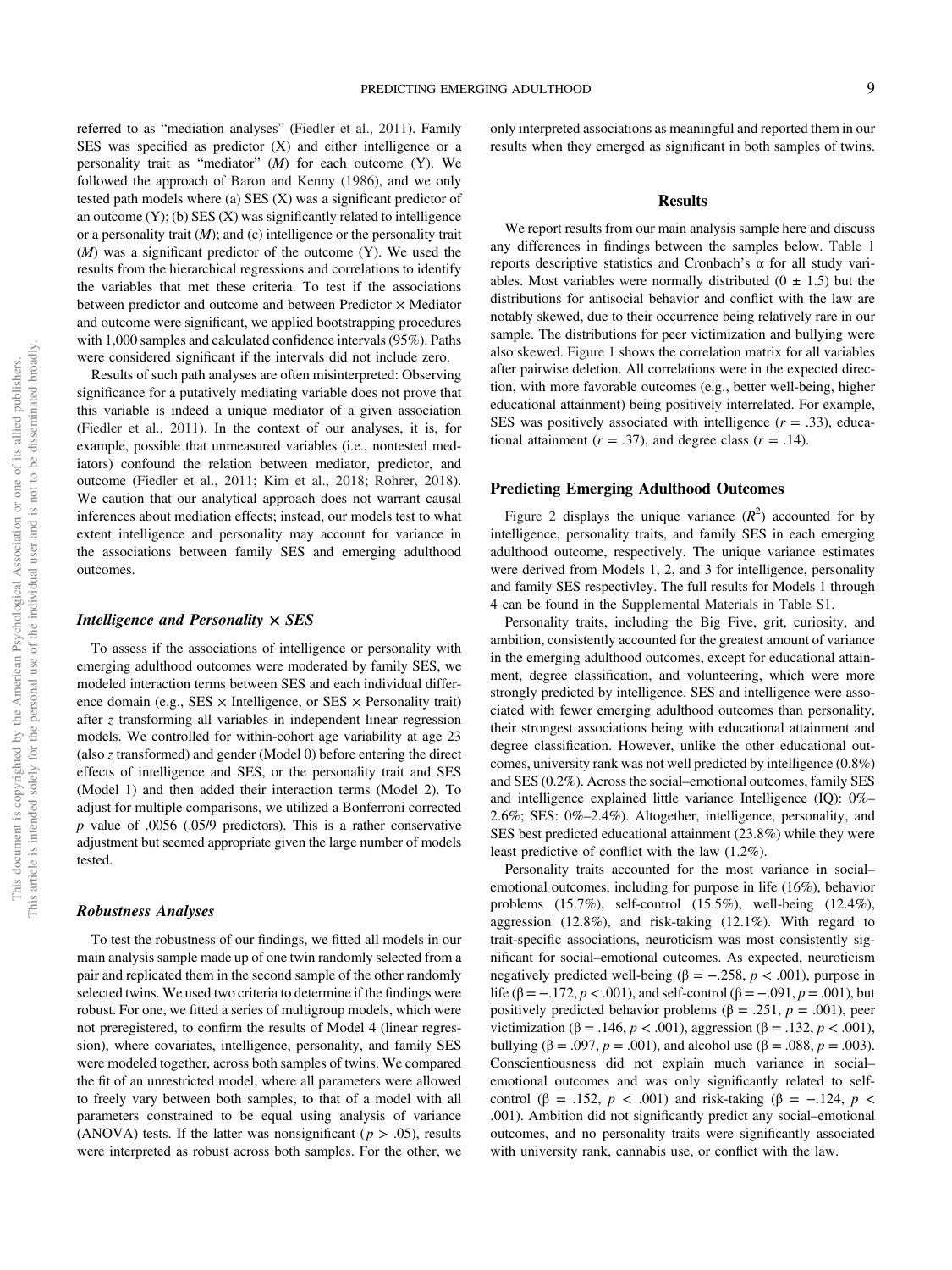referred to as "mediation analyses" (Fiedler et al., 2011). Family SES was specified as predictor (X) and either intelligence or a personality trait as "mediator" (*M*) for each outcome (Y). We followed the approach of Baron and Kenny (1986), and we only tested path models where (a) SES (X) was a significant predictor of an outcome (Y); (b) SES (X) was significantly related to intelligence or a personality trait (*M*); and (c) intelligence or the personality trait (*M*) was a significant predictor of the outcome (Y). We used the results from the hierarchical regressions and correlations to identify the variables that met these criteria. To test if the associations between predictor and outcome and between Predictor × Mediator and outcome were significant, we applied bootstrapping procedures with 1,000 samples and calculated confidence intervals (95%). Paths were considered significant if the intervals did not include zero.

Results of such path analyses are often misinterpreted: Observing significance for a putatively mediating variable does not prove that this variable is indeed a unique mediator of a given association (Fiedler et al., 2011). In the context of our analyses, it is, for example, possible that unmeasured variables (i.e., nontested mediators) confound the relation between mediator, predictor, and outcome (Fiedler et al., 2011; Kim et al., 2018; Rohrer, 2018). We caution that our analytical approach does not warrant causal inferences about mediation effects; instead, our models test to what extent intelligence and personality may account for variance in the associations between family SES and emerging adulthood outcomes.

### *Intelligence and Personality × SES*

To assess if the associations of intelligence or personality with emerging adulthood outcomes were moderated by family SES, we modeled interaction terms between SES and each individual difference domain (e.g., SES × Intelligence, or SES × Personality trait) after *z* transforming all variables in independent linear regression models. We controlled for within-cohort age variability at age 23 (also *z* transformed) and gender (Model 0) before entering the direct effects of intelligence and SES, or the personality trait and SES (Model 1) and then added their interaction terms (Model 2). To adjust for multiple comparisons, we utilized a Bonferroni corrected *p* value of .0056 (.05/9 predictors). This is a rather conservative adjustment but seemed appropriate given the large number of models tested.

### *Robustness Analyses*

To test the robustness of our findings, we fitted all models in our main analysis sample made up of one twin randomly selected from a pair and replicated them in the second sample of the other randomly selected twins. We used two criteria to determine if the findings were robust. For one, we fitted a series of multigroup models, which were not preregistered, to confirm the results of Model 4 (linear regression), where covariates, intelligence, personality, and family SES were modeled together, across both samples of twins. We compared the fit of an unrestricted model, where all parameters were allowed to freely vary between both samples, to that of a model with all parameters constrained to be equal using analysis of variance (ANOVA) tests. If the latter was nonsignificant ($p > .05$), results were interpreted as robust across both samples. For the other, we only interpreted associations as meaningful and reported them in our results when they emerged as significant in both samples of twins.

## Results

We report results from our main analysis sample here and discuss any differences in findings between the samples below. Table 1 reports descriptive statistics and Cronbach's α for all study variables. Most variables were normally distributed (0 ± 1.5) but the distributions for antisocial behavior and conflict with the law are notably skewed, due to their occurrence being relatively rare in our sample. The distributions for peer victimization and bullying were also skewed. Figure 1 shows the correlation matrix for all variables after pairwise deletion. All correlations were in the expected direction, with more favorable outcomes (e.g., better well-being, higher educational attainment) being positively interrelated. For example, SES was positively associated with intelligence ($r = .33$), educational attainment ($r = .37$), and degree class ($r = .14$).

### Predicting Emerging Adulthood Outcomes

Figure 2 displays the unique variance ($R^2$) accounted for by intelligence, personality traits, and family SES in each emerging adulthood outcome, respectively. The unique variance estimates were derived from Models 1, 2, and 3 for intelligence, personality and family SES respectivley. The full results for Models 1 through 4 can be found in the Supplemental Materials in Table S1.

Personality traits, including the Big Five, grit, curiosity, and ambition, consistently accounted for the greatest amount of variance in the emerging adulthood outcomes, except for educational attainment, degree classification, and volunteering, which were more strongly predicted by intelligence. SES and intelligence were associated with fewer emerging adulthood outcomes than personality, their strongest associations being with educational attainment and degree classification. However, unlike the other educational outcomes, university rank was not well predicted by intelligence (0.8%) and SES (0.2%). Across the social–emotional outcomes, family SES and intelligence explained little variance Intelligence (IQ): 0%–2.6%; SES: 0%–2.4%). Altogether, intelligence, personality, and SES best predicted educational attainment (23.8%) while they were least predictive of conflict with the law (1.2%).

Personality traits accounted for the most variance in social–emotional outcomes, including for purpose in life (16%), behavior problems (15.7%), self-control (15.5%), well-being (12.4%), aggression (12.8%), and risk-taking (12.1%). With regard to trait-specific associations, neuroticism was most consistently significant for social–emotional outcomes. As expected, neuroticism negatively predicted well-being ($\beta = -.258$, $p < .001$), purpose in life ($\beta = -.172$, $p < .001$), and self-control ($\beta = -.091$, $p = .001$), but positively predicted behavior problems ($\beta = .251$, $p = .001$), peer victimization ($\beta = .146$, $p < .001$), aggression ($\beta = .132$, $p < .001$), bullying ($\beta = .097$, $p = .001$), and alcohol use ($\beta = .088$, $p = .003$). Conscientiousness did not explain much variance in social–emotional outcomes and was only significantly related to self-control ($\beta = .152$, $p < .001$) and risk-taking ($\beta = -.124$, $p < .001$). Ambition did not significantly predict any social–emotional outcomes, and no personality traits were significantly associated with university rank, cannabis use, or conflict with the law.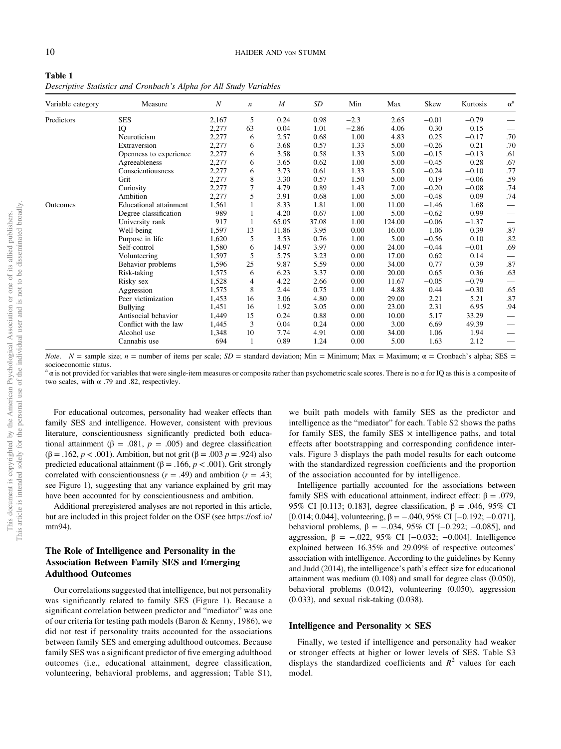**Table 1**
*Descriptive Statistics and Cronbach's Alpha for All Study Variables*

| Variable category | Measure | *N* | *n* | *M* | *SD* | Min | Max | Skew | Kurtosis | α[a] |
|---|---|---|---|---|---|---|---|---|---|---|
| Predictors | SES | 2,167 | 5 | 0.24 | 0.98 | −2.3 | 2.65 | −0.01 | −0.79 | — |
| | IQ | 2,277 | 63 | 0.04 | 1.01 | −2.86 | 4.06 | 0.30 | 0.15 | — |
| | Neuroticism | 2,277 | 6 | 2.57 | 0.68 | 1.00 | 4.83 | 0.25 | −0.17 | .70 |
| | Extraversion | 2,277 | 6 | 3.68 | 0.57 | 1.33 | 5.00 | −0.26 | 0.21 | .70 |
| | Openness to experience | 2,277 | 6 | 3.58 | 0.58 | 1.33 | 5.00 | −0.15 | −0.13 | .61 |
| | Agreeableness | 2,277 | 6 | 3.65 | 0.62 | 1.00 | 5.00 | −0.45 | 0.28 | .67 |
| | Conscientiousness | 2,277 | 6 | 3.73 | 0.61 | 1.33 | 5.00 | −0.24 | −0.10 | .77 |
| | Grit | 2,277 | 8 | 3.30 | 0.57 | 1.50 | 5.00 | 0.19 | −0.06 | .59 |
| | Curiosity | 2,277 | 7 | 4.79 | 0.89 | 1.43 | 7.00 | −0.20 | −0.08 | .74 |
| | Ambition | 2,277 | 5 | 3.91 | 0.68 | 1.00 | 5.00 | −0.48 | 0.09 | .74 |
| Outcomes | Educational attainment | 1,561 | 1 | 8.33 | 1.81 | 1.00 | 11.00 | −1.46 | 1.68 | — |
| | Degree classification | 989 | 1 | 4.20 | 0.67 | 1.00 | 5.00 | −0.62 | 0.99 | — |
| | University rank | 917 | 1 | 65.05 | 37.08 | 1.00 | 124.00 | −0.06 | −1.37 | — |
| | Well-being | 1,597 | 13 | 11.86 | 3.95 | 0.00 | 16.00 | 1.06 | 0.39 | .87 |
| | Purpose in life | 1,620 | 5 | 3.53 | 0.76 | 1.00 | 5.00 | −0.56 | 0.10 | .82 |
| | Self-control | 1,580 | 6 | 14.97 | 3.97 | 0.00 | 24.00 | −0.44 | −0.01 | .69 |
| | Volunteering | 1,597 | 5 | 5.75 | 3.23 | 0.00 | 17.00 | 0.62 | 0.14 | — |
| | Behavior problems | 1,596 | 25 | 9.87 | 5.59 | 0.00 | 34.00 | 0.77 | 0.39 | .87 |
| | Risk-taking | 1,575 | 6 | 6.23 | 3.37 | 0.00 | 20.00 | 0.65 | 0.36 | .63 |
| | Risky sex | 1,528 | 4 | 4.22 | 2.66 | 0.00 | 11.67 | −0.05 | −0.79 | — |
| | Aggression | 1,575 | 8 | 2.44 | 0.75 | 1.00 | 4.88 | 0.44 | −0.30 | .65 |
| | Peer victimization | 1,453 | 16 | 3.06 | 4.80 | 0.00 | 29.00 | 2.21 | 5.21 | .87 |
| | Bullying | 1,451 | 16 | 1.92 | 3.05 | 0.00 | 23.00 | 2.31 | 6.95 | .94 |
| | Antisocial behavior | 1,449 | 15 | 0.24 | 0.88 | 0.00 | 10.00 | 5.17 | 33.29 | — |
| | Conflict with the law | 1,445 | 3 | 0.04 | 0.24 | 0.00 | 3.00 | 6.69 | 49.39 | — |
| | Alcohol use | 1,348 | 10 | 7.74 | 4.91 | 0.00 | 34.00 | 1.06 | 1.94 | — |
| | Cannabis use | 694 | 1 | 0.89 | 1.24 | 0.00 | 5.00 | 1.63 | 2.12 | — |

*Note.* *N* = sample size; *n* = number of items per scale; *SD* = standard deviation; Min = Minimum; Max = Maximum; α = Cronbach's alpha; SES = socioeconomic status.
[a] α is not provided for variables that were single-item measures or composite rather than psychometric scale scores. There is no α for IQ as this is a composite of two scales, with α .79 and .82, respectivley.

For educational outcomes, personality had weaker effects than family SES and intelligence. However, consistent with previous literature, conscientiousness significantly predicted both educational attainment ($\beta = .081$, $p = .005$) and degree classification ($\beta = .162$, $p < .001$). Ambition, but not grit ($\beta = .003$ $p = .924$) also predicted educational attainment ($\beta = .166$, $p < .001$). Grit strongly correlated with conscientiousness ($r = .49$) and ambition ($r = .43$; see Figure 1), suggesting that any variance explained by grit may have been accounted for by conscientiousness and ambition.

Additional preregistered analyses are not reported in this article, but are included in this project folder on the OSF (see https://osf.io/mtn94).

## The Role of Intelligence and Personality in the Association Between Family SES and Emerging Adulthood Outcomes

Our correlations suggested that intelligence, but not personality was significantly related to family SES (Figure 1). Because a significant correlation between predictor and "mediator" was one of our criteria for testing path models (Baron & Kenny, 1986), we did not test if personality traits accounted for the associations between family SES and emerging adulthood outcomes. Because family SES was a significant predictor of five emerging adulthood outcomes (i.e., educational attainment, degree classification, volunteering, behavioral problems, and aggression; Table S1), we built path models with family SES as the predictor and intelligence as the "mediator" for each. Table S2 shows the paths for family SES, the family SES × intelligence paths, and total effects after bootstrapping and corresponding confidence intervals. Figure 3 displays the path model results for each outcome with the standardized regression coefficients and the proportion of the association accounted for by intelligence.

Intelligence partially accounted for the associations between family SES with educational attainment, indirect effect: $\beta = .079$, 95% CI [0.113; 0.183], degree classification, $\beta = .046$, 95% CI [0.014; 0.044], volunteering, $\beta = -.040$, 95% CI [−0.192; −0.071], behavioral problems, $\beta = -.034$, 95% CI [−0.292; −0.085], and aggression, $\beta = -.022$, 95% CI [−0.032; −0.004]. Intelligence explained between 16.35% and 29.09% of respective outcomes' association with intelligence. According to the guidelines by Kenny and Judd (2014), the intelligence's path's effect size for educational attainment was medium (0.108) and small for degree class (0.050), behavioral problems (0.042), volunteering (0.050), aggression (0.033), and sexual risk-taking (0.038).

### Intelligence and Personality × SES

Finally, we tested if intelligence and personality had weaker or stronger effects at higher or lower levels of SES. Table S3 displays the standardized coefficients and $R^2$ values for each model.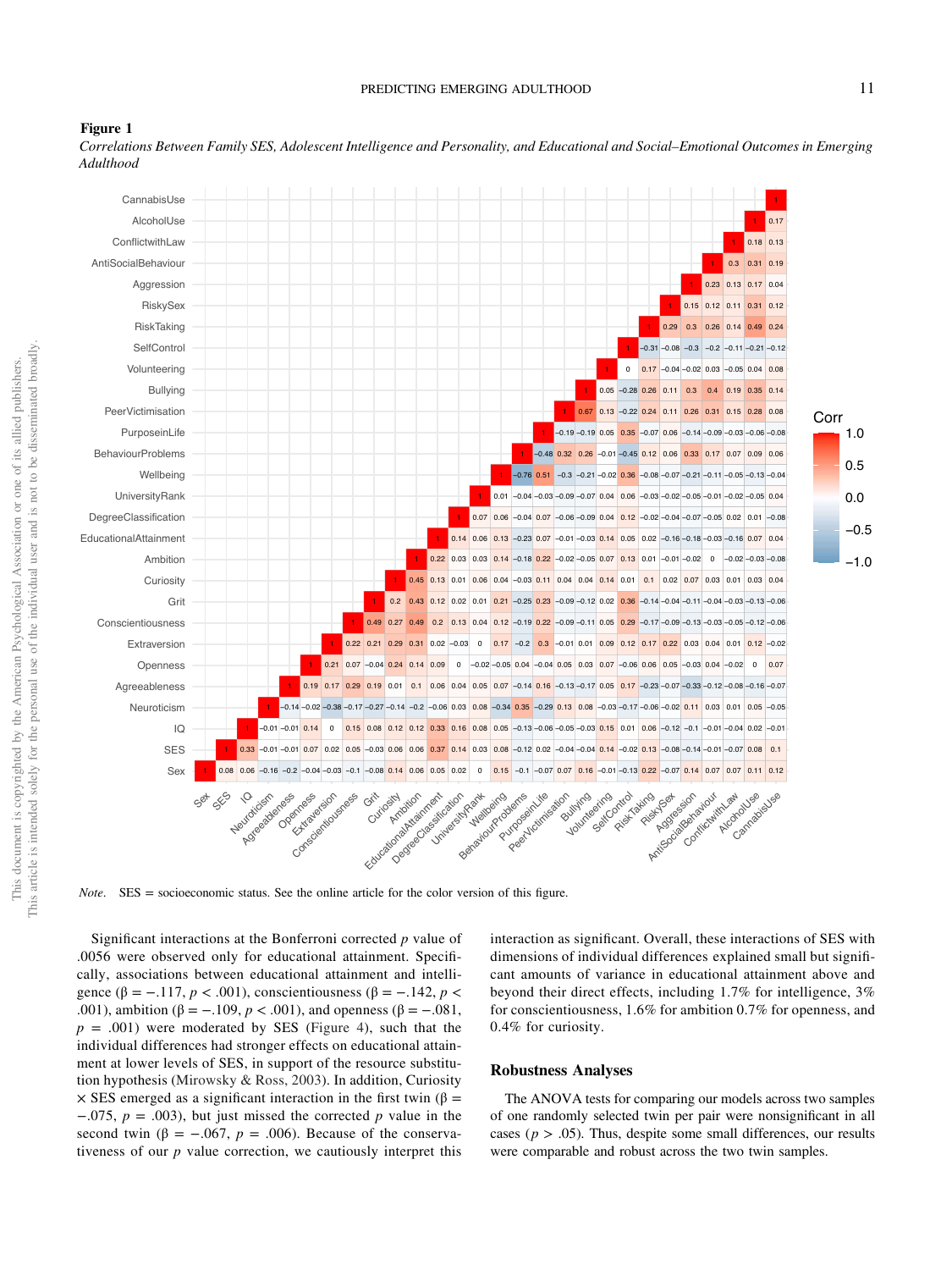**Figure 1**

*Correlations Between Family SES, Adolescent Intelligence and Personality, and Educational and Social–Emotional Outcomes in Emerging Adulthood*

| | Sex | SES | IQ | Neuroticism | Agreeableness | Openness | Extraversion | Conscientiousness | Grit | Curiosity | Ambition | EducationalAttainment | DegreeClassification | UniversityRank | Wellbeing | BehaviourProblems | PurposeinLife | PeerVictimisation | Bullying | Volunteering | SelfControl | RiskTaking | RiskySex | Aggression | AntiSocialBehaviour | ConflictwithLaw | AlcoholUse | CannabisUse |
|---|---|---|---|---|---|---|---|---|---|---|---|---|---|---|---|---|---|---|---|---|---|---|---|---|---|---|---|---|
| CannabisUse | | | | | | | | | | | | | | | | | | | | | | | | | | | | 1 |
| AlcoholUse | | | | | | | | | | | | | | | | | | | | | | | | | | | 1 | 0.17 |
| ConflictwithLaw | | | | | | | | | | | | | | | | | | | | | | | | | | 1 | 0.18 | 0.13 |
| AntiSocialBehaviour | | | | | | | | | | | | | | | | | | | | | | | | | 1 | 0.3 | 0.31 | 0.19 |
| Aggression | | | | | | | | | | | | | | | | | | | | | | | | 1 | 0.23 | 0.13 | 0.17 | 0.04 |
| RiskySex | | | | | | | | | | | | | | | | | | | | | | | 1 | 0.15 | 0.12 | 0.11 | 0.31 | 0.12 |
| RiskTaking | | | | | | | | | | | | | | | | | | | | | | 1 | 0.29 | 0.3 | 0.26 | 0.14 | 0.49 | 0.24 |
| SelfControl | | | | | | | | | | | | | | | | | | | | | 1 | −0.31 | −0.08 | −0.3 | −0.2 | −0.11 | −0.21 | −0.12 |
| Volunteering | | | | | | | | | | | | | | | | | | | | 1 | 0 | 0.17 | −0.04 | −0.02 | 0.03 | −0.05 | 0.04 | 0.08 |
| Bullying | | | | | | | | | | | | | | | | | | | 1 | 0.05 | −0.28 | 0.26 | 0.11 | 0.3 | 0.4 | 0.19 | 0.35 | 0.14 |
| PeerVictimisation | | | | | | | | | | | | | | | | | | 1 | 0.67 | 0.13 | −0.22 | 0.24 | 0.11 | 0.26 | 0.31 | 0.15 | 0.28 | 0.08 |
| PurposeinLife | | | | | | | | | | | | | | | | | 1 | −0.19 | −0.19 | 0.05 | 0.35 | −0.07 | 0.06 | −0.14 | −0.09 | −0.03 | −0.06 | −0.08 |
| BehaviourProblems | | | | | | | | | | | | | | | | 1 | −0.48 | 0.32 | 0.26 | −0.01 | −0.45 | 0.12 | 0.06 | 0.33 | 0.17 | 0.07 | 0.09 | 0.06 |
| Wellbeing | | | | | | | | | | | | | | | 1 | −0.76 | 0.51 | −0.3 | −0.21 | −0.02 | 0.36 | −0.08 | −0.07 | −0.21 | −0.11 | −0.05 | −0.13 | −0.04 |
| UniversityRank | | | | | | | | | | | | | | 1 | 0.01 | −0.04 | −0.03 | −0.09 | −0.07 | 0.04 | 0.06 | −0.03 | −0.02 | −0.05 | −0.01 | −0.02 | −0.05 | 0.04 |
| DegreeClassification | | | | | | | | | | | | | 1 | 0.07 | 0.06 | −0.04 | 0.07 | −0.06 | −0.09 | 0.04 | 0.12 | −0.02 | −0.04 | −0.07 | −0.05 | 0.02 | 0.01 | −0.08 |
| EducationalAttainment | | | | | | | | | | | | 1 | 0.14 | 0.06 | 0.13 | −0.23 | 0.07 | −0.01 | −0.03 | 0.14 | 0.05 | 0.02 | −0.16 | −0.18 | −0.03 | −0.16 | 0.07 | 0.04 |
| Ambition | | | | | | | | | | | 1 | 0.22 | 0.03 | 0.03 | 0.14 | −0.18 | 0.22 | −0.02 | −0.05 | 0.07 | 0.13 | 0.01 | −0.01 | −0.02 | 0 | −0.02 | −0.03 | −0.08 |
| Curiosity | | | | | | | | | | 1 | 0.45 | 0.13 | 0.01 | 0.06 | 0.04 | −0.03 | 0.11 | 0.04 | 0.04 | 0.14 | 0.01 | 0.1 | 0.02 | 0.07 | 0.03 | 0.01 | 0.03 | 0.04 |
| Grit | | | | | | | | | 1 | 0.2 | 0.43 | 0.12 | 0.02 | 0.01 | 0.21 | −0.25 | 0.23 | −0.09 | −0.12 | 0.02 | 0.36 | −0.14 | −0.04 | −0.11 | −0.04 | −0.03 | −0.13 | −0.06 |
| Conscientiousness | | | | | | | | 1 | 0.49 | 0.27 | 0.49 | 0.2 | 0.13 | 0.04 | 0.12 | −0.19 | 0.22 | −0.09 | −0.11 | 0.05 | 0.29 | −0.17 | −0.09 | −0.13 | −0.03 | −0.05 | −0.12 | −0.06 |
| Extraversion | | | | | | | 1 | 0.22 | 0.21 | 0.29 | 0.31 | 0.02 | −0.03 | 0 | 0.17 | −0.2 | 0.3 | −0.01 | 0.01 | 0.09 | 0.12 | 0.17 | 0.22 | 0.03 | 0.04 | 0.01 | 0.12 | −0.02 |
| Openness | | | | | | 1 | 0.21 | 0.07 | −0.04 | 0.24 | 0.14 | 0.09 | 0 | −0.02 | −0.05 | 0.04 | −0.04 | 0.05 | 0.03 | 0.07 | −0.06 | 0.06 | 0.05 | −0.03 | 0.04 | −0.02 | 0 | 0.07 |
| Agreeableness | | | | | 1 | 0.19 | 0.17 | 0.29 | 0.19 | 0.01 | 0.1 | 0.06 | 0.04 | 0.05 | 0.07 | −0.14 | 0.16 | −0.13 | −0.17 | 0.05 | 0.17 | −0.23 | −0.07 | −0.33 | −0.12 | −0.08 | −0.16 | −0.07 |
| Neuroticism | | | | 1 | −0.14 | −0.02 | −0.38 | −0.17 | −0.27 | −0.14 | −0.2 | −0.06 | 0.03 | 0.08 | −0.34 | 0.35 | −0.29 | 0.13 | 0.08 | −0.03 | −0.17 | −0.06 | −0.02 | 0.11 | 0.03 | 0.01 | 0.05 | −0.05 |
| IQ | | | 1 | −0.01 | −0.01 | 0.14 | 0 | 0.15 | 0.08 | 0.12 | 0.12 | 0.33 | 0.16 | 0.08 | 0.05 | −0.13 | −0.06 | −0.05 | −0.03 | 0.15 | 0.01 | 0.06 | −0.12 | −0.1 | −0.01 | −0.04 | 0.02 | −0.01 |
| SES | | 1 | 0.33 | −0.01 | −0.01 | 0.07 | 0.02 | 0.05 | −0.03 | 0.06 | 0.06 | 0.37 | 0.14 | 0.03 | 0.08 | −0.12 | 0.02 | −0.04 | −0.04 | 0.14 | −0.02 | 0.13 | −0.08 | −0.14 | −0.01 | −0.07 | 0.08 | 0.1 |
| Sex | 1 | 0.08 | 0.06 | −0.16 | −0.2 | −0.04 | −0.03 | −0.1 | −0.08 | 0.14 | 0.06 | 0.05 | 0.02 | 0 | 0.15 | −0.1 | −0.07 | 0.07 | 0.16 | −0.01 | −0.13 | 0.22 | −0.07 | 0.14 | 0.07 | 0.07 | 0.11 | 0.12 |

*Note.* SES = socioeconomic status. See the online article for the color version of this figure.

Significant interactions at the Bonferroni corrected $p$ value of .0056 were observed only for educational attainment. Specifically, associations between educational attainment and intelligence ($\beta = -.117$, $p < .001$), conscientiousness ($\beta = -.142$, $p < .001$), ambition ($\beta = -.109$, $p < .001$), and openness ($\beta = -.081$, $p = .001$) were moderated by SES (Figure 4), such that the individual differences had stronger effects on educational attainment at lower levels of SES, in support of the resource substitution hypothesis (Mirowsky & Ross, 2003). In addition, Curiosity × SES emerged as a significant interaction in the first twin ($\beta = -.075$, $p = .003$), but just missed the corrected $p$ value in the second twin ($\beta = -.067$, $p = .006$). Because of the conservativeness of our $p$ value correction, we cautiously interpret this interaction as significant. Overall, these interactions of SES with dimensions of individual differences explained small but significant amounts of variance in educational attainment above and beyond their direct effects, including 1.7% for intelligence, 3% for conscientiousness, 1.6% for ambition 0.7% for openness, and 0.4% for curiosity.

## Robustness Analyses

The ANOVA tests for comparing our models across two samples of one randomly selected twin per pair were nonsignificant in all cases ($p > .05$). Thus, despite some small differences, our results were comparable and robust across the two twin samples.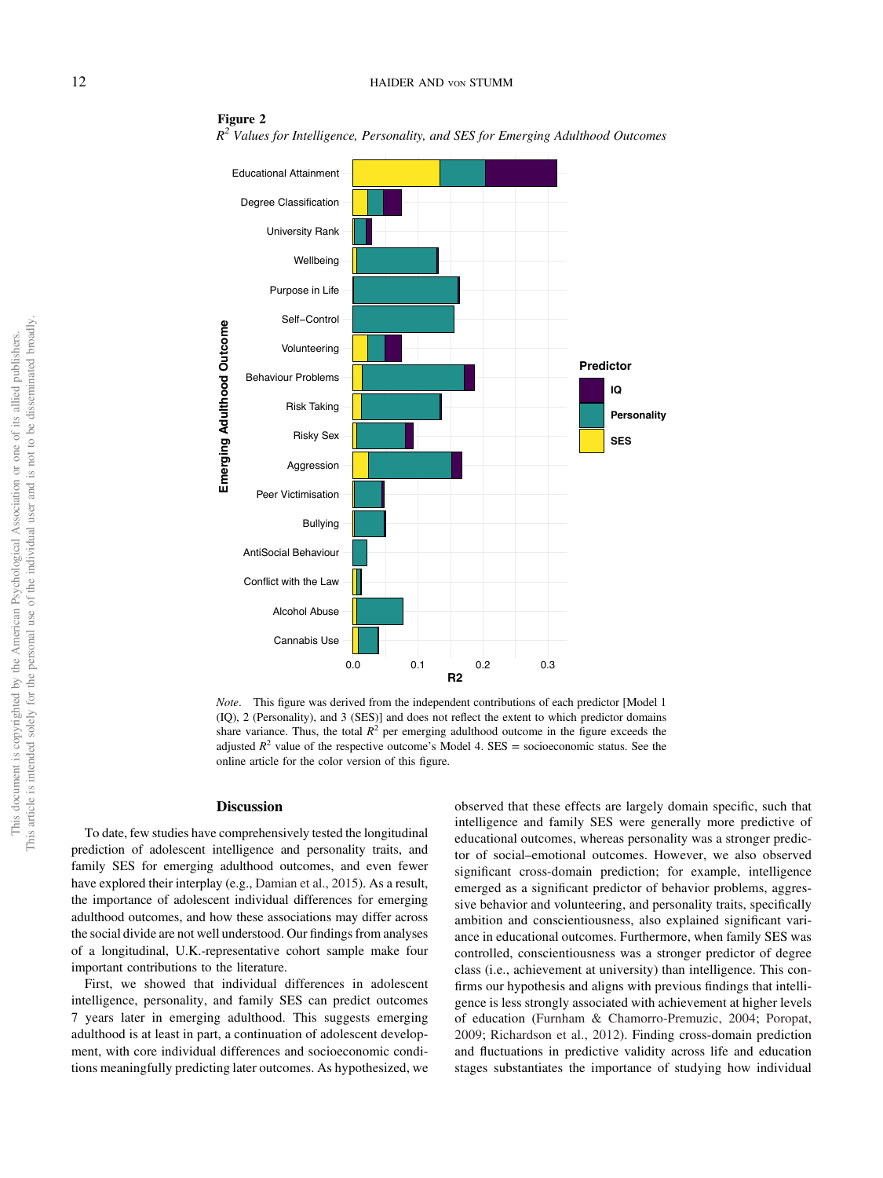**Figure 2**

*$R^2$ Values for Intelligence, Personality, and SES for Emerging Adulthood Outcomes*

*Note*. This figure was derived from the independent contributions of each predictor [Model 1 (IQ), 2 (Personality), and 3 (SES)] and does not reflect the extent to which predictor domains share variance. Thus, the total $R^2$ per emerging adulthood outcome in the figure exceeds the adjusted $R^2$ value of the respective outcome's Model 4. SES = socioeconomic status. See the online article for the color version of this figure.

## Discussion

To date, few studies have comprehensively tested the longitudinal prediction of adolescent intelligence and personality traits, and family SES for emerging adulthood outcomes, and even fewer have explored their interplay (e.g., Damian et al., 2015). As a result, the importance of adolescent individual differences for emerging adulthood outcomes, and how these associations may differ across the social divide are not well understood. Our findings from analyses of a longitudinal, U.K.-representative cohort sample make four important contributions to the literature.

First, we showed that individual differences in adolescent intelligence, personality, and family SES can predict outcomes 7 years later in emerging adulthood. This suggests emerging adulthood is at least in part, a continuation of adolescent development, with core individual differences and socioeconomic conditions meaningfully predicting later outcomes. As hypothesized, we observed that these effects are largely domain specific, such that intelligence and family SES were generally more predictive of educational outcomes, whereas personality was a stronger predictor of social–emotional outcomes. However, we also observed significant cross-domain prediction; for example, intelligence emerged as a significant predictor of behavior problems, aggressive behavior and volunteering, and personality traits, specifically ambition and conscientiousness, also explained significant variance in educational outcomes. Furthermore, when family SES was controlled, conscientiousness was a stronger predictor of degree class (i.e., achievement at university) than intelligence. This confirms our hypothesis and aligns with previous findings that intelligence is less strongly associated with achievement at higher levels of education (Furnham & Chamorro-Premuzic, 2004; Poropat, 2009; Richardson et al., 2012). Finding cross-domain prediction and fluctuations in predictive validity across life and education stages substantiates the importance of studying how individual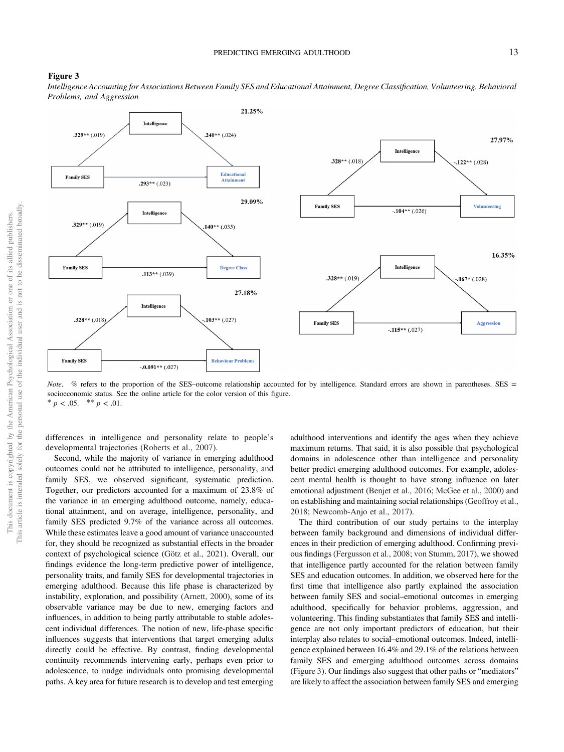**Figure 3**

*Intelligence Accounting for Associations Between Family SES and Educational Attainment, Degree Classification, Volunteering, Behavioral Problems, and Aggression*

*Note*. % refers to the proportion of the SES–outcome relationship accounted for by intelligence. Standard errors are shown in parentheses. SES = socioeconomic status. See the online article for the color version of this figure.
\* $p < .05$. \*\* $p < .01$.

differences in intelligence and personality relate to people's developmental trajectories (Roberts et al., 2007).

Second, while the majority of variance in emerging adulthood outcomes could not be attributed to intelligence, personality, and family SES, we observed significant, systematic prediction. Together, our predictors accounted for a maximum of 23.8% of the variance in an emerging adulthood outcome, namely, educational attainment, and on average, intelligence, personality, and family SES predicted 9.7% of the variance across all outcomes. While these estimates leave a good amount of variance unaccounted for, they should be recognized as substantial effects in the broader context of psychological science (Götz et al., 2021). Overall, our findings evidence the long-term predictive power of intelligence, personality traits, and family SES for developmental trajectories in emerging adulthood. Because this life phase is characterized by instability, exploration, and possibility (Arnett, 2000), some of its observable variance may be due to new, emerging factors and influences, in addition to being partly attributable to stable adolescent individual differences. The notion of new, life-phase specific influences suggests that interventions that target emerging adults directly could be effective. By contrast, finding developmental continuity recommends intervening early, perhaps even prior to adolescence, to nudge individuals onto promising developmental paths. A key area for future research is to develop and test emerging adulthood interventions and identify the ages when they achieve maximum returns. That said, it is also possible that psychological domains in adolescence other than intelligence and personality better predict emerging adulthood outcomes. For example, adolescent mental health is thought to have strong influence on later emotional adjustment (Benjet et al., 2016; McGee et al., 2000) and on establishing and maintaining social relationships (Geoffroy et al., 2018; Newcomb-Anjo et al., 2017).

The third contribution of our study pertains to the interplay between family background and dimensions of individual differences in their prediction of emerging adulthood. Confirming previous findings (Fergusson et al., 2008; von Stumm, 2017), we showed that intelligence partly accounted for the relation between family SES and education outcomes. In addition, we observed here for the first time that intelligence also partly explained the association between family SES and social–emotional outcomes in emerging adulthood, specifically for behavior problems, aggression, and volunteering. This finding substantiates that family SES and intelligence are not only important predictors of education, but their interplay also relates to social–emotional outcomes. Indeed, intelligence explained between 16.4% and 29.1% of the relations between family SES and emerging adulthood outcomes across domains (Figure 3). Our findings also suggest that other paths or "mediators" are likely to affect the association between family SES and emerging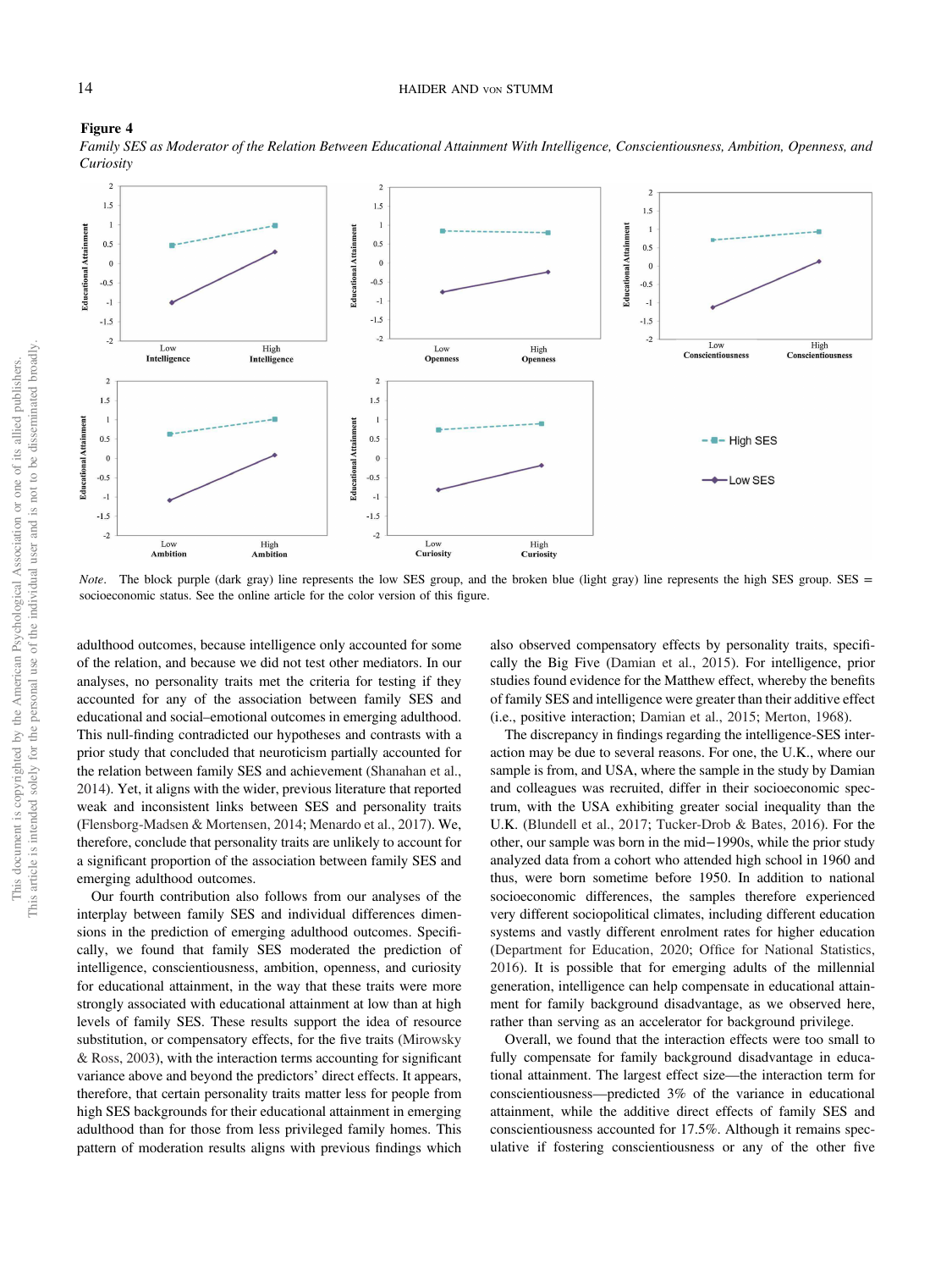**Figure 4**

*Family SES as Moderator of the Relation Between Educational Attainment With Intelligence, Conscientiousness, Ambition, Openness, and Curiosity*

*Note.* The block purple (dark gray) line represents the low SES group, and the broken blue (light gray) line represents the high SES group. SES = socioeconomic status. See the online article for the color version of this figure.

adulthood outcomes, because intelligence only accounted for some of the relation, and because we did not test other mediators. In our analyses, no personality traits met the criteria for testing if they accounted for any of the association between family SES and educational and social–emotional outcomes in emerging adulthood. This null-finding contradicted our hypotheses and contrasts with a prior study that concluded that neuroticism partially accounted for the relation between family SES and achievement (Shanahan et al., 2014). Yet, it aligns with the wider, previous literature that reported weak and inconsistent links between SES and personality traits (Flensborg-Madsen & Mortensen, 2014; Menardo et al., 2017). We, therefore, conclude that personality traits are unlikely to account for a significant proportion of the association between family SES and emerging adulthood outcomes.

Our fourth contribution also follows from our analyses of the interplay between family SES and individual differences dimensions in the prediction of emerging adulthood outcomes. Specifically, we found that family SES moderated the prediction of intelligence, conscientiousness, ambition, openness, and curiosity for educational attainment, in the way that these traits were more strongly associated with educational attainment at low than at high levels of family SES. These results support the idea of resource substitution, or compensatory effects, for the five traits (Mirowsky & Ross, 2003), with the interaction terms accounting for significant variance above and beyond the predictors' direct effects. It appears, therefore, that certain personality traits matter less for people from high SES backgrounds for their educational attainment in emerging adulthood than for those from less privileged family homes. This pattern of moderation results aligns with previous findings which also observed compensatory effects by personality traits, specifically the Big Five (Damian et al., 2015). For intelligence, prior studies found evidence for the Matthew effect, whereby the benefits of family SES and intelligence were greater than their additive effect (i.e., positive interaction; Damian et al., 2015; Merton, 1968).

The discrepancy in findings regarding the intelligence-SES interaction may be due to several reasons. For one, the U.K., where our sample is from, and USA, where the sample in the study by Damian and colleagues was recruited, differ in their socioeconomic spectrum, with the USA exhibiting greater social inequality than the U.K. (Blundell et al., 2017; Tucker-Drob & Bates, 2016). For the other, our sample was born in the mid−1990s, while the prior study analyzed data from a cohort who attended high school in 1960 and thus, were born sometime before 1950. In addition to national socioeconomic differences, the samples therefore experienced very different sociopolitical climates, including different education systems and vastly different enrolment rates for higher education (Department for Education, 2020; Office for National Statistics, 2016). It is possible that for emerging adults of the millennial generation, intelligence can help compensate in educational attainment for family background disadvantage, as we observed here, rather than serving as an accelerator for background privilege.

Overall, we found that the interaction effects were too small to fully compensate for family background disadvantage in educational attainment. The largest effect size—the interaction term for conscientiousness—predicted 3% of the variance in educational attainment, while the additive direct effects of family SES and conscientiousness accounted for 17.5%. Although it remains speculative if fostering conscientiousness or any of the other five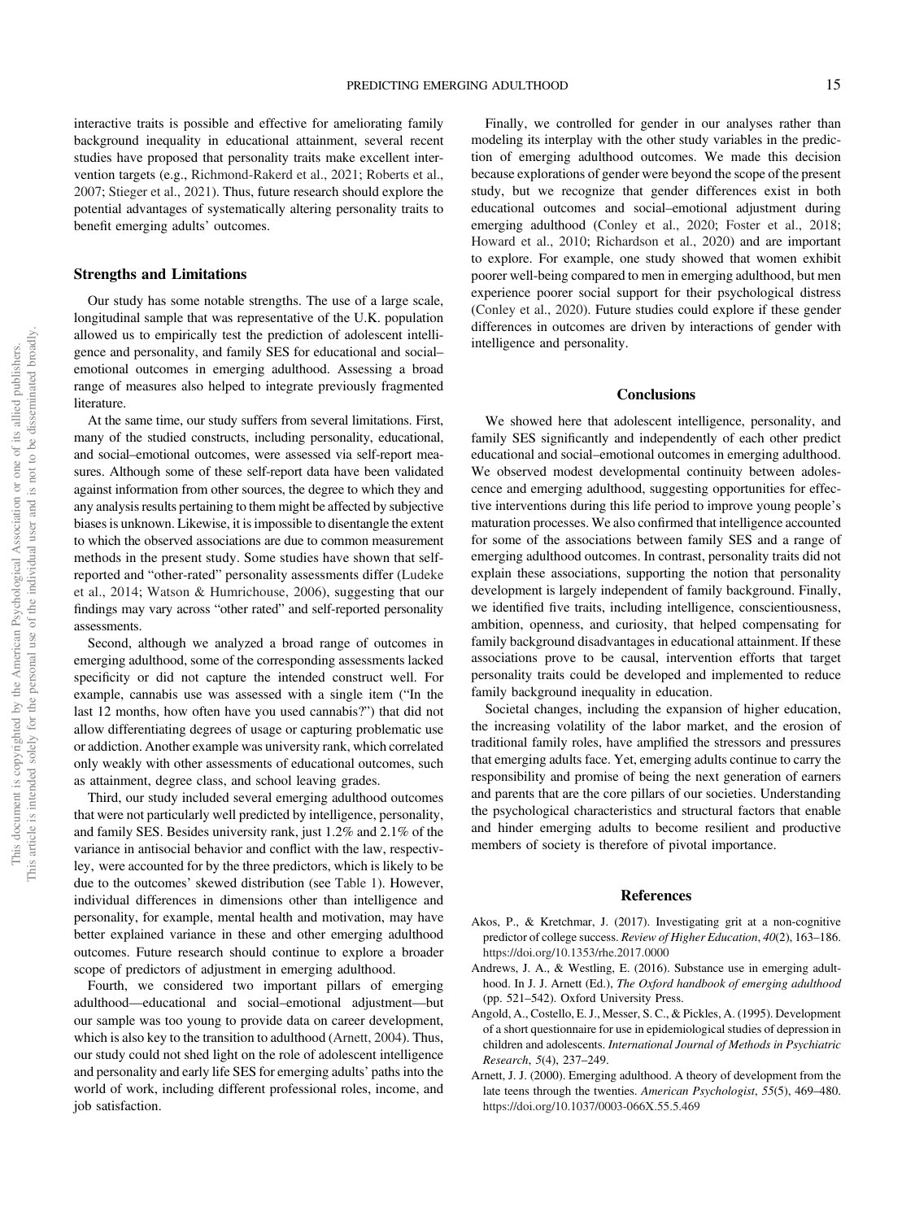interactive traits is possible and effective for ameliorating family background inequality in educational attainment, several recent studies have proposed that personality traits make excellent intervention targets (e.g., Richmond-Rakerd et al., 2021; Roberts et al., 2007; Stieger et al., 2021). Thus, future research should explore the potential advantages of systematically altering personality traits to benefit emerging adults' outcomes.

### Strengths and Limitations

Our study has some notable strengths. The use of a large scale, longitudinal sample that was representative of the U.K. population allowed us to empirically test the prediction of adolescent intelligence and personality, and family SES for educational and social–emotional outcomes in emerging adulthood. Assessing a broad range of measures also helped to integrate previously fragmented literature.

At the same time, our study suffers from several limitations. First, many of the studied constructs, including personality, educational, and social–emotional outcomes, were assessed via self-report measures. Although some of these self-report data have been validated against information from other sources, the degree to which they and any analysis results pertaining to them might be affected by subjective biases is unknown. Likewise, it is impossible to disentangle the extent to which the observed associations are due to common measurement methods in the present study. Some studies have shown that self-reported and "other-rated" personality assessments differ (Ludeke et al., 2014; Watson & Humrichouse, 2006), suggesting that our findings may vary across "other rated" and self-reported personality assessments.

Second, although we analyzed a broad range of outcomes in emerging adulthood, some of the corresponding assessments lacked specificity or did not capture the intended construct well. For example, cannabis use was assessed with a single item ("In the last 12 months, how often have you used cannabis?") that did not allow differentiating degrees of usage or capturing problematic use or addiction. Another example was university rank, which correlated only weakly with other assessments of educational outcomes, such as attainment, degree class, and school leaving grades.

Third, our study included several emerging adulthood outcomes that were not particularly well predicted by intelligence, personality, and family SES. Besides university rank, just 1.2% and 2.1% of the variance in antisocial behavior and conflict with the law, respectivley, were accounted for by the three predictors, which is likely to be due to the outcomes' skewed distribution (see Table 1). However, individual differences in dimensions other than intelligence and personality, for example, mental health and motivation, may have better explained variance in these and other emerging adulthood outcomes. Future research should continue to explore a broader scope of predictors of adjustment in emerging adulthood.

Fourth, we considered two important pillars of emerging adulthood—educational and social–emotional adjustment—but our sample was too young to provide data on career development, which is also key to the transition to adulthood (Arnett, 2004). Thus, our study could not shed light on the role of adolescent intelligence and personality and early life SES for emerging adults' paths into the world of work, including different professional roles, income, and job satisfaction.

Finally, we controlled for gender in our analyses rather than modeling its interplay with the other study variables in the prediction of emerging adulthood outcomes. We made this decision because explorations of gender were beyond the scope of the present study, but we recognize that gender differences exist in both educational outcomes and social–emotional adjustment during emerging adulthood (Conley et al., 2020; Foster et al., 2018; Howard et al., 2010; Richardson et al., 2020) and are important to explore. For example, one study showed that women exhibit poorer well-being compared to men in emerging adulthood, but men experience poorer social support for their psychological distress (Conley et al., 2020). Future studies could explore if these gender differences in outcomes are driven by interactions of gender with intelligence and personality.

## Conclusions

We showed here that adolescent intelligence, personality, and family SES significantly and independently of each other predict educational and social–emotional outcomes in emerging adulthood. We observed modest developmental continuity between adolescence and emerging adulthood, suggesting opportunities for effective interventions during this life period to improve young people's maturation processes. We also confirmed that intelligence accounted for some of the associations between family SES and a range of emerging adulthood outcomes. In contrast, personality traits did not explain these associations, supporting the notion that personality development is largely independent of family background. Finally, we identified five traits, including intelligence, conscientiousness, ambition, openness, and curiosity, that helped compensating for family background disadvantages in educational attainment. If these associations prove to be causal, intervention efforts that target personality traits could be developed and implemented to reduce family background inequality in education.

Societal changes, including the expansion of higher education, the increasing volatility of the labor market, and the erosion of traditional family roles, have amplified the stressors and pressures that emerging adults face. Yet, emerging adults continue to carry the responsibility and promise of being the next generation of earners and parents that are the core pillars of our societies. Understanding the psychological characteristics and structural factors that enable and hinder emerging adults to become resilient and productive members of society is therefore of pivotal importance.

## References

Akos, P., & Kretchmar, J. (2017). Investigating grit at a non-cognitive predictor of college success. *Review of Higher Education*, *40*(2), 163–186. https://doi.org/10.1353/rhe.2017.0000

Andrews, J. A., & Westling, E. (2016). Substance use in emerging adulthood. In J. J. Arnett (Ed.), *The Oxford handbook of emerging adulthood* (pp. 521–542). Oxford University Press.

Angold, A., Costello, E. J., Messer, S. C., & Pickles, A. (1995). Development of a short questionnaire for use in epidemiological studies of depression in children and adolescents. *International Journal of Methods in Psychiatric Research*, *5*(4), 237–249.

Arnett, J. J. (2000). Emerging adulthood. A theory of development from the late teens through the twenties. *American Psychologist*, *55*(5), 469–480. https://doi.org/10.1037/0003-066X.55.5.469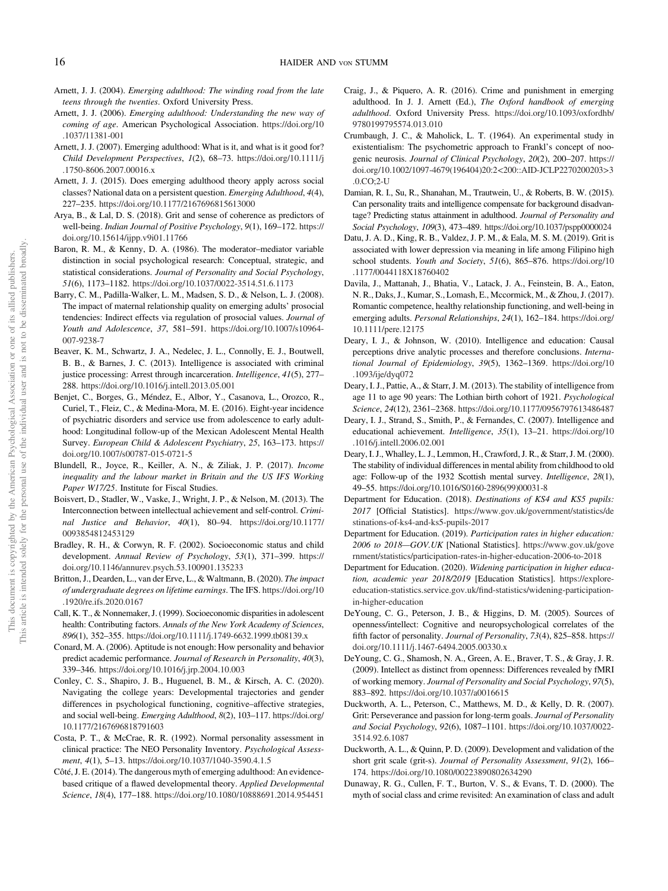Arnett, J. J. (2004). *Emerging adulthood: The winding road from the late teens through the twenties*. Oxford University Press.

Arnett, J. J. (2006). *Emerging adulthood: Understanding the new way of coming of age*. American Psychological Association. https://doi.org/10.1037/11381-001

Arnett, J. J. (2007). Emerging adulthood: What is it, and what is it good for? *Child Development Perspectives*, *1*(2), 68–73. https://doi.org/10.1111/j.1750-8606.2007.00016.x

Arnett, J. J. (2015). Does emerging adulthood theory apply across social classes? National data on a persistent question. *Emerging Adulthood*, *4*(4), 227–235. https://doi.org/10.1177/2167696815613000

Arya, B., & Lal, D. S. (2018). Grit and sense of coherence as predictors of well-being. *Indian Journal of Positive Psychology*, *9*(1), 169–172. https://doi.org/10.15614/ijpp.v9i01.11766

Baron, R. M., & Kenny, D. A. (1986). The moderator–mediator variable distinction in social psychological research: Conceptual, strategic, and statistical considerations. *Journal of Personality and Social Psychology*, *51*(6), 1173–1182. https://doi.org/10.1037/0022-3514.51.6.1173

Barry, C. M., Padilla-Walker, L. M., Madsen, S. D., & Nelson, L. J. (2008). The impact of maternal relationship quality on emerging adults' prosocial tendencies: Indirect effects via regulation of prosocial values. *Journal of Youth and Adolescence*, *37*, 581–591. https://doi.org/10.1007/s10964-007-9238-7

Beaver, K. M., Schwartz, J. A., Nedelec, J. L., Connolly, E. J., Boutwell, B. B., & Barnes, J. C. (2013). Intelligence is associated with criminal justice processing: Arrest through incarceration. *Intelligence*, *41*(5), 277–288. https://doi.org/10.1016/j.intell.2013.05.001

Benjet, C., Borges, G., Méndez, E., Albor, Y., Casanova, L., Orozco, R., Curiel, T., Fleiz, C., & Medina-Mora, M. E. (2016). Eight-year incidence of psychiatric disorders and service use from adolescence to early adulthood: Longitudinal follow-up of the Mexican Adolescent Mental Health Survey. *European Child & Adolescent Psychiatry*, *25*, 163–173. https://doi.org/10.1007/s00787-015-0721-5

Blundell, R., Joyce, R., Keiller, A. N., & Ziliak, J. P. (2017). *Income inequality and the labour market in Britain and the US IFS Working Paper W17/25*. Institute for Fiscal Studies.

Boisvert, D., Stadler, W., Vaske, J., Wright, J. P., & Nelson, M. (2013). The Interconnection between intellectual achievement and self-control. *Criminal Justice and Behavior*, *40*(1), 80–94. https://doi.org/10.1177/0093854812453129

Bradley, R. H., & Corwyn, R. F. (2002). Socioeconomic status and child development. *Annual Review of Psychology*, *53*(1), 371–399. https://doi.org/10.1146/annurev.psych.53.100901.135233

Britton, J., Dearden, L., van der Erve, L., & Waltmann, B. (2020). *The impact of undergraduate degrees on lifetime earnings*. The IFS. https://doi.org/10.1920/re.ifs.2020.0167

Call, K. T., & Nonnemaker, J. (1999). Socioeconomic disparities in adolescent health: Contributing factors. *Annals of the New York Academy of Sciences*, *896*(1), 352–355. https://doi.org/10.1111/j.1749-6632.1999.tb08139.x

Conard, M. A. (2006). Aptitude is not enough: How personality and behavior predict academic performance. *Journal of Research in Personality*, *40*(3), 339–346. https://doi.org/10.1016/j.jrp.2004.10.003

Conley, C. S., Shapiro, J. B., Huguenel, B. M., & Kirsch, A. C. (2020). Navigating the college years: Developmental trajectories and gender differences in psychological functioning, cognitive–affective strategies, and social well-being. *Emerging Adulthood*, *8*(2), 103–117. https://doi.org/10.1177/2167696818791603

Costa, P. T., & McCrae, R. R. (1992). Normal personality assessment in clinical practice: The NEO Personality Inventory. *Psychological Assessment*, *4*(1), 5–13. https://doi.org/10.1037/1040-3590.4.1.5

Côté, J. E. (2014). The dangerous myth of emerging adulthood: An evidence-based critique of a flawed developmental theory. *Applied Developmental Science*, *18*(4), 177–188. https://doi.org/10.1080/10888691.2014.954451

Craig, J., & Piquero, A. R. (2016). Crime and punishment in emerging adulthood. In J. J. Arnett (Ed.), *The Oxford handbook of emerging adulthood*. Oxford University Press. https://doi.org/10.1093/oxfordhb/9780199795574.013.010

Crumbaugh, J. C., & Maholick, L. T. (1964). An experimental study in existentialism: The psychometric approach to Frankl's concept of noogenic neurosis. *Journal of Clinical Psychology*, *20*(2), 200–207. https://doi.org/10.1002/1097-4679(196404)20:2<200::AID-JCLP2270200203>3.0.CO;2-U

Damian, R. I., Su, R., Shanahan, M., Trautwein, U., & Roberts, B. W. (2015). Can personality traits and intelligence compensate for background disadvantage? Predicting status attainment in adulthood. *Journal of Personality and Social Psychology*, *109*(3), 473–489. https://doi.org/10.1037/pspp0000024

Datu, J. A. D., King, R. B., Valdez, J. P. M., & Eala, M. S. M. (2019). Grit is associated with lower depression via meaning in life among Filipino high school students. *Youth and Society*, *51*(6), 865–876. https://doi.org/10.1177/0044118X18760402

Davila, J., Mattanah, J., Bhatia, V., Latack, J. A., Feinstein, B. A., Eaton, N. R., Daks, J., Kumar, S., Lomash, E., Mccormick, M., & Zhou, J. (2017). Romantic competence, healthy relationship functioning, and well-being in emerging adults. *Personal Relationships*, *24*(1), 162–184. https://doi.org/10.1111/pere.12175

Deary, I. J., & Johnson, W. (2010). Intelligence and education: Causal perceptions drive analytic processes and therefore conclusions. *International Journal of Epidemiology*, *39*(5), 1362–1369. https://doi.org/10.1093/ije/dyq072

Deary, I. J., Pattie, A., & Starr, J. M. (2013). The stability of intelligence from age 11 to age 90 years: The Lothian birth cohort of 1921. *Psychological Science*, *24*(12), 2361–2368. https://doi.org/10.1177/0956797613486487

Deary, I. J., Strand, S., Smith, P., & Fernandes, C. (2007). Intelligence and educational achievement. *Intelligence*, *35*(1), 13–21. https://doi.org/10.1016/j.intell.2006.02.001

Deary, I. J., Whalley, L. J., Lemmon, H., Crawford, J. R., & Starr, J. M. (2000). The stability of individual differences in mental ability from childhood to old age: Follow-up of the 1932 Scottish mental survey. *Intelligence*, *28*(1), 49–55. https://doi.org/10.1016/S0160-2896(99)00031-8

Department for Education. (2018). *Destinations of KS4 and KS5 pupils: 2017* [Official Statistics]. https://www.gov.uk/government/statistics/destinations-of-ks4-and-ks5-pupils-2017

Department for Education. (2019). *Participation rates in higher education: 2006 to 2018—GOV.UK* [National Statistics]. https://www.gov.uk/government/statistics/participation-rates-in-higher-education-2006-to-2018

Department for Education. (2020). *Widening participation in higher education, academic year 2018/2019* [Education Statistics]. https://explore-education-statistics.service.gov.uk/find-statistics/widening-participation-in-higher-education

DeYoung, C. G., Peterson, J. B., & Higgins, D. M. (2005). Sources of openness/intellect: Cognitive and neuropsychological correlates of the fifth factor of personality. *Journal of Personality*, *73*(4), 825–858. https://doi.org/10.1111/j.1467-6494.2005.00330.x

DeYoung, C. G., Shamosh, N. A., Green, A. E., Braver, T. S., & Gray, J. R. (2009). Intellect as distinct from openness: Differences revealed by fMRI of working memory. *Journal of Personality and Social Psychology*, *97*(5), 883–892. https://doi.org/10.1037/a0016615

Duckworth, A. L., Peterson, C., Matthews, M. D., & Kelly, D. R. (2007). Grit: Perseverance and passion for long-term goals. *Journal of Personality and Social Psychology*, *92*(6), 1087–1101. https://doi.org/10.1037/0022-3514.92.6.1087

Duckworth, A. L., & Quinn, P. D. (2009). Development and validation of the short grit scale (grit-s). *Journal of Personality Assessment*, *91*(2), 166–174. https://doi.org/10.1080/00223890802634290

Dunaway, R. G., Cullen, F. T., Burton, V. S., & Evans, T. D. (2000). The myth of social class and crime revisited: An examination of class and adult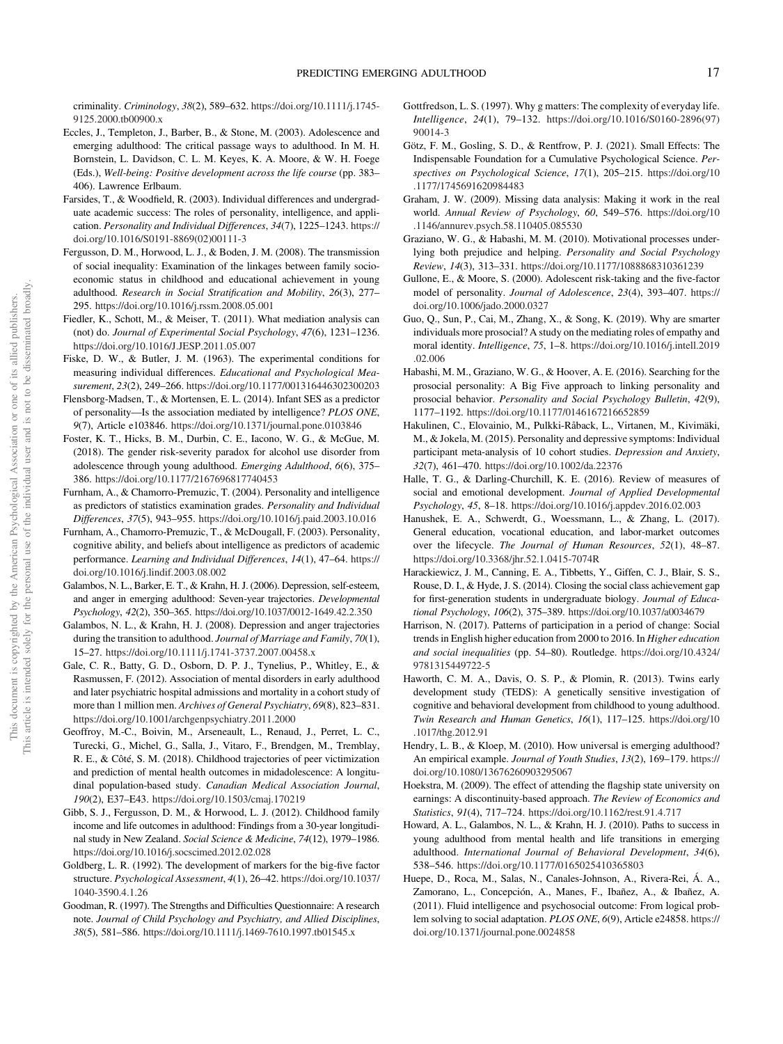criminality. *Criminology*, *38*(2), 589–632. https://doi.org/10.1111/j.1745-9125.2000.tb00900.x

Eccles, J., Templeton, J., Barber, B., & Stone, M. (2003). Adolescence and emerging adulthood: The critical passage ways to adulthood. In M. H. Bornstein, L. Davidson, C. L. M. Keyes, K. A. Moore, & W. H. Foege (Eds.), *Well-being: Positive development across the life course* (pp. 383–406). Lawrence Erlbaum.

Farsides, T., & Woodfield, R. (2003). Individual differences and undergraduate academic success: The roles of personality, intelligence, and application. *Personality and Individual Differences*, *34*(7), 1225–1243. https://doi.org/10.1016/S0191-8869(02)00111-3

Fergusson, D. M., Horwood, L. J., & Boden, J. M. (2008). The transmission of social inequality: Examination of the linkages between family socioeconomic status in childhood and educational achievement in young adulthood. *Research in Social Stratification and Mobility*, *26*(3), 277–295. https://doi.org/10.1016/j.rssm.2008.05.001

Fiedler, K., Schott, M., & Meiser, T. (2011). What mediation analysis can (not) do. *Journal of Experimental Social Psychology*, *47*(6), 1231–1236. https://doi.org/10.1016/J.JESP.2011.05.007

Fiske, D. W., & Butler, J. M. (1963). The experimental conditions for measuring individual differences. *Educational and Psychological Measurement*, *23*(2), 249–266. https://doi.org/10.1177/001316446302300203

Flensborg-Madsen, T., & Mortensen, E. L. (2014). Infant SES as a predictor of personality—Is the association mediated by intelligence? *PLOS ONE*, *9*(7), Article e103846. https://doi.org/10.1371/journal.pone.0103846

Foster, K. T., Hicks, B. M., Durbin, C. E., Iacono, W. G., & McGue, M. (2018). The gender risk-severity paradox for alcohol use disorder from adolescence through young adulthood. *Emerging Adulthood*, *6*(6), 375–386. https://doi.org/10.1177/2167696817740453

Furnham, A., & Chamorro-Premuzic, T. (2004). Personality and intelligence as predictors of statistics examination grades. *Personality and Individual Differences*, *37*(5), 943–955. https://doi.org/10.1016/j.paid.2003.10.016

Furnham, A., Chamorro-Premuzic, T., & McDougall, F. (2003). Personality, cognitive ability, and beliefs about intelligence as predictors of academic performance. *Learning and Individual Differences*, *14*(1), 47–64. https://doi.org/10.1016/j.lindif.2003.08.002

Galambos, N. L., Barker, E. T., & Krahn, H. J. (2006). Depression, self-esteem, and anger in emerging adulthood: Seven-year trajectories. *Developmental Psychology*, *42*(2), 350–365. https://doi.org/10.1037/0012-1649.42.2.350

Galambos, N. L., & Krahn, H. J. (2008). Depression and anger trajectories during the transition to adulthood. *Journal of Marriage and Family*, *70*(1), 15–27. https://doi.org/10.1111/j.1741-3737.2007.00458.x

Gale, C. R., Batty, G. D., Osborn, D. P. J., Tynelius, P., Whitley, E., & Rasmussen, F. (2012). Association of mental disorders in early adulthood and later psychiatric hospital admissions and mortality in a cohort study of more than 1 million men. *Archives of General Psychiatry*, *69*(8), 823–831. https://doi.org/10.1001/archgenpsychiatry.2011.2000

Geoffroy, M.-C., Boivin, M., Arseneault, L., Renaud, J., Perret, L. C., Turecki, G., Michel, G., Salla, J., Vitaro, F., Brendgen, M., Tremblay, R. E., & Côté, S. M. (2018). Childhood trajectories of peer victimization and prediction of mental health outcomes in midadolescence: A longitudinal population-based study. *Canadian Medical Association Journal*, *190*(2), E37–E43. https://doi.org/10.1503/cmaj.170219

Gibb, S. J., Fergusson, D. M., & Horwood, L. J. (2012). Childhood family income and life outcomes in adulthood: Findings from a 30-year longitudinal study in New Zealand. *Social Science & Medicine*, *74*(12), 1979–1986. https://doi.org/10.1016/j.socscimed.2012.02.028

Goldberg, L. R. (1992). The development of markers for the big-five factor structure. *Psychological Assessment*, *4*(1), 26–42. https://doi.org/10.1037/1040-3590.4.1.26

Goodman, R. (1997). The Strengths and Difficulties Questionnaire: A research note. *Journal of Child Psychology and Psychiatry, and Allied Disciplines*, *38*(5), 581–586. https://doi.org/10.1111/j.1469-7610.1997.tb01545.x

Gottfredson, L. S. (1997). Why g matters: The complexity of everyday life. *Intelligence*, *24*(1), 79–132. https://doi.org/10.1016/S0160-2896(97)90014-3

Götz, F. M., Gosling, S. D., & Rentfrow, P. J. (2021). Small Effects: The Indispensable Foundation for a Cumulative Psychological Science. *Perspectives on Psychological Science*, *17*(1), 205–215. https://doi.org/10.1177/1745691620984483

Graham, J. W. (2009). Missing data analysis: Making it work in the real world. *Annual Review of Psychology*, *60*, 549–576. https://doi.org/10.1146/annurev.psych.58.110405.085530

Graziano, W. G., & Habashi, M. M. (2010). Motivational processes underlying both prejudice and helping. *Personality and Social Psychology Review*, *14*(3), 313–331. https://doi.org/10.1177/1088868310361239

Gullone, E., & Moore, S. (2000). Adolescent risk-taking and the five-factor model of personality. *Journal of Adolescence*, *23*(4), 393–407. https://doi.org/10.1006/jado.2000.0327

Guo, Q., Sun, P., Cai, M., Zhang, X., & Song, K. (2019). Why are smarter individuals more prosocial? A study on the mediating roles of empathy and moral identity. *Intelligence*, *75*, 1–8. https://doi.org/10.1016/j.intell.2019.02.006

Habashi, M. M., Graziano, W. G., & Hoover, A. E. (2016). Searching for the prosocial personality: A Big Five approach to linking personality and prosocial behavior. *Personality and Social Psychology Bulletin*, *42*(9), 1177–1192. https://doi.org/10.1177/0146167216652859

Hakulinen, C., Elovainio, M., Pulkki-Råback, L., Virtanen, M., Kivimäki, M., & Jokela, M. (2015). Personality and depressive symptoms: Individual participant meta-analysis of 10 cohort studies. *Depression and Anxiety*, *32*(7), 461–470. https://doi.org/10.1002/da.22376

Halle, T. G., & Darling-Churchill, K. E. (2016). Review of measures of social and emotional development. *Journal of Applied Developmental Psychology*, *45*, 8–18. https://doi.org/10.1016/j.appdev.2016.02.003

Hanushek, E. A., Schwerdt, G., Woessmann, L., & Zhang, L. (2017). General education, vocational education, and labor-market outcomes over the lifecycle. *The Journal of Human Resources*, *52*(1), 48–87. https://doi.org/10.3368/jhr.52.1.0415-7074R

Harackiewicz, J. M., Canning, E. A., Tibbetts, Y., Giffen, C. J., Blair, S. S., Rouse, D. I., & Hyde, J. S. (2014). Closing the social class achievement gap for first-generation students in undergraduate biology. *Journal of Educational Psychology*, *106*(2), 375–389. https://doi.org/10.1037/a0034679

Harrison, N. (2017). Patterns of participation in a period of change: Social trends in English higher education from 2000 to 2016. In *Higher education and social inequalities* (pp. 54–80). Routledge. https://doi.org/10.4324/9781315449722-5

Haworth, C. M. A., Davis, O. S. P., & Plomin, R. (2013). Twins early development study (TEDS): A genetically sensitive investigation of cognitive and behavioral development from childhood to young adulthood. *Twin Research and Human Genetics*, *16*(1), 117–125. https://doi.org/10.1017/thg.2012.91

Hendry, L. B., & Kloep, M. (2010). How universal is emerging adulthood? An empirical example. *Journal of Youth Studies*, *13*(2), 169–179. https://doi.org/10.1080/13676260903295067

Hoekstra, M. (2009). The effect of attending the flagship state university on earnings: A discontinuity-based approach. *The Review of Economics and Statistics*, *91*(4), 717–724. https://doi.org/10.1162/rest.91.4.717

Howard, A. L., Galambos, N. L., & Krahn, H. J. (2010). Paths to success in young adulthood from mental health and life transitions in emerging adulthood. *International Journal of Behavioral Development*, *34*(6), 538–546. https://doi.org/10.1177/0165025410365803

Huepe, D., Roca, M., Salas, N., Canales-Johnson, A., Rivera-Rei, Á. A., Zamorano, L., Concepción, A., Manes, F., Ibañez, A., & Ibañez, A. (2011). Fluid intelligence and psychosocial outcome: From logical problem solving to social adaptation. *PLOS ONE*, *6*(9), Article e24858. https://doi.org/10.1371/journal.pone.0024858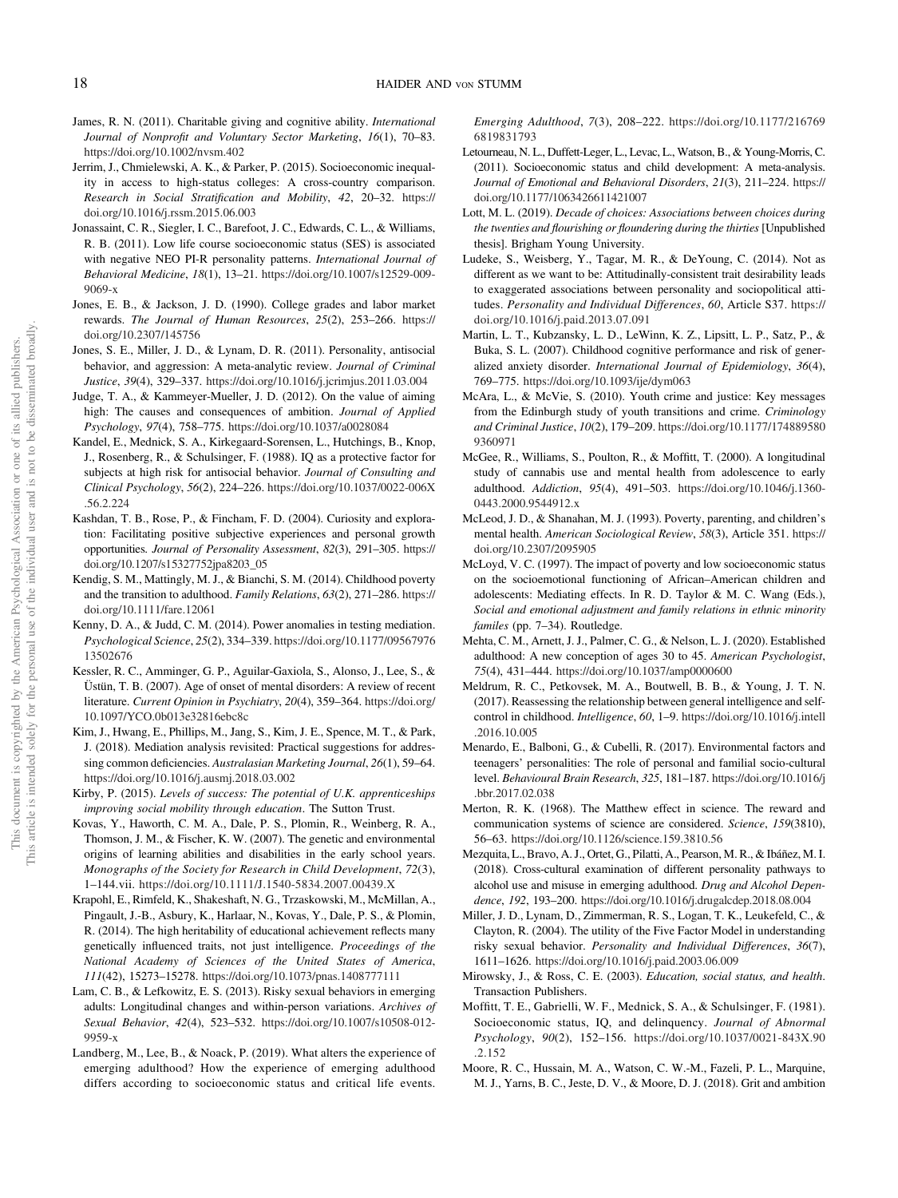James, R. N. (2011). Charitable giving and cognitive ability. *International Journal of Nonprofit and Voluntary Sector Marketing*, *16*(1), 70–83. https://doi.org/10.1002/nvsm.402

Jerrim, J., Chmielewski, A. K., & Parker, P. (2015). Socioeconomic inequality in access to high-status colleges: A cross-country comparison. *Research in Social Stratification and Mobility*, *42*, 20–32. https://doi.org/10.1016/j.rssm.2015.06.003

Jonassaint, C. R., Siegler, I. C., Barefoot, J. C., Edwards, C. L., & Williams, R. B. (2011). Low life course socioeconomic status (SES) is associated with negative NEO PI-R personality patterns. *International Journal of Behavioral Medicine*, *18*(1), 13–21. https://doi.org/10.1007/s12529-009-9069-x

Jones, E. B., & Jackson, J. D. (1990). College grades and labor market rewards. *The Journal of Human Resources*, *25*(2), 253–266. https://doi.org/10.2307/145756

Jones, S. E., Miller, J. D., & Lynam, D. R. (2011). Personality, antisocial behavior, and aggression: A meta-analytic review. *Journal of Criminal Justice*, *39*(4), 329–337. https://doi.org/10.1016/j.jcrimjus.2011.03.004

Judge, T. A., & Kammeyer-Mueller, J. D. (2012). On the value of aiming high: The causes and consequences of ambition. *Journal of Applied Psychology*, *97*(4), 758–775. https://doi.org/10.1037/a0028084

Kandel, E., Mednick, S. A., Kirkegaard-Sorensen, L., Hutchings, B., Knop, J., Rosenberg, R., & Schulsinger, F. (1988). IQ as a protective factor for subjects at high risk for antisocial behavior. *Journal of Consulting and Clinical Psychology*, *56*(2), 224–226. https://doi.org/10.1037/0022-006X.56.2.224

Kashdan, T. B., Rose, P., & Fincham, F. D. (2004). Curiosity and exploration: Facilitating positive subjective experiences and personal growth opportunities. *Journal of Personality Assessment*, *82*(3), 291–305. https://doi.org/10.1207/s15327752jpa8203_05

Kendig, S. M., Mattingly, M. J., & Bianchi, S. M. (2014). Childhood poverty and the transition to adulthood. *Family Relations*, *63*(2), 271–286. https://doi.org/10.1111/fare.12061

Kenny, D. A., & Judd, C. M. (2014). Power anomalies in testing mediation. *Psychological Science*, *25*(2), 334–339. https://doi.org/10.1177/0956797613502676

Kessler, R. C., Amminger, G. P., Aguilar-Gaxiola, S., Alonso, J., Lee, S., & Üstün, T. B. (2007). Age of onset of mental disorders: A review of recent literature. *Current Opinion in Psychiatry*, *20*(4), 359–364. https://doi.org/10.1097/YCO.0b013e32816ebc8c

Kim, J., Hwang, E., Phillips, M., Jang, S., Kim, J. E., Spence, M. T., & Park, J. (2018). Mediation analysis revisited: Practical suggestions for addressing common deficiencies. *Australasian Marketing Journal*, *26*(1), 59–64. https://doi.org/10.1016/j.ausmj.2018.03.002

Kirby, P. (2015). *Levels of success: The potential of U.K. apprenticeships improving social mobility through education*. The Sutton Trust.

Kovas, Y., Haworth, C. M. A., Dale, P. S., Plomin, R., Weinberg, R. A., Thomson, J. M., & Fischer, K. W. (2007). The genetic and environmental origins of learning abilities and disabilities in the early school years. *Monographs of the Society for Research in Child Development*, *72*(3), 1–144.vii. https://doi.org/10.1111/J.1540-5834.2007.00439.X

Krapohl, E., Rimfeld, K., Shakeshaft, N. G., Trzaskowski, M., McMillan, A., Pingault, J.-B., Asbury, K., Harlaar, N., Kovas, Y., Dale, P. S., & Plomin, R. (2014). The high heritability of educational achievement reflects many genetically influenced traits, not just intelligence. *Proceedings of the National Academy of Sciences of the United States of America*, *111*(42), 15273–15278. https://doi.org/10.1073/pnas.1408777111

Lam, C. B., & Lefkowitz, E. S. (2013). Risky sexual behaviors in emerging adults: Longitudinal changes and within-person variations. *Archives of Sexual Behavior*, *42*(4), 523–532. https://doi.org/10.1007/s10508-012-9959-x

Landberg, M., Lee, B., & Noack, P. (2019). What alters the experience of emerging adulthood? How the experience of emerging adulthood differs according to socioeconomic status and critical life events. *Emerging Adulthood*, *7*(3), 208–222. https://doi.org/10.1177/2167696819831793

Letourneau, N. L., Duffett-Leger, L., Levac, L., Watson, B., & Young-Morris, C. (2011). Socioeconomic status and child development: A meta-analysis. *Journal of Emotional and Behavioral Disorders*, *21*(3), 211–224. https://doi.org/10.1177/1063426611421007

Lott, M. L. (2019). *Decade of choices: Associations between choices during the twenties and flourishing or floundering during the thirties* [Unpublished thesis]. Brigham Young University.

Ludeke, S., Weisberg, Y., Tagar, M. R., & DeYoung, C. (2014). Not as different as we want to be: Attitudinally-consistent trait desirability leads to exaggerated associations between personality and sociopolitical attitudes. *Personality and Individual Differences*, *60*, Article S37. https://doi.org/10.1016/j.paid.2013.07.091

Martin, L. T., Kubzansky, L. D., LeWinn, K. Z., Lipsitt, L. P., Satz, P., & Buka, S. L. (2007). Childhood cognitive performance and risk of generalized anxiety disorder. *International Journal of Epidemiology*, *36*(4), 769–775. https://doi.org/10.1093/ije/dym063

McAra, L., & McVie, S. (2010). Youth crime and justice: Key messages from the Edinburgh study of youth transitions and crime. *Criminology and Criminal Justice*, *10*(2), 179–209. https://doi.org/10.1177/1748895809360971

McGee, R., Williams, S., Poulton, R., & Moffitt, T. (2000). A longitudinal study of cannabis use and mental health from adolescence to early adulthood. *Addiction*, *95*(4), 491–503. https://doi.org/10.1046/j.1360-0443.2000.9544912.x

McLeod, J. D., & Shanahan, M. J. (1993). Poverty, parenting, and children's mental health. *American Sociological Review*, *58*(3), Article 351. https://doi.org/10.2307/2095905

McLoyd, V. C. (1997). The impact of poverty and low socioeconomic status on the socioemotional functioning of African–American children and adolescents: Mediating effects. In R. D. Taylor & M. C. Wang (Eds.), *Social and emotional adjustment and family relations in ethnic minority familes* (pp. 7–34). Routledge.

Mehta, C. M., Arnett, J. J., Palmer, C. G., & Nelson, L. J. (2020). Established adulthood: A new conception of ages 30 to 45. *American Psychologist*, *75*(4), 431–444. https://doi.org/10.1037/amp0000600

Meldrum, R. C., Petkovsek, M. A., Boutwell, B. B., & Young, J. T. N. (2017). Reassessing the relationship between general intelligence and self-control in childhood. *Intelligence*, *60*, 1–9. https://doi.org/10.1016/j.intell.2016.10.005

Menardo, E., Balboni, G., & Cubelli, R. (2017). Environmental factors and teenagers' personalities: The role of personal and familial socio-cultural level. *Behavioural Brain Research*, *325*, 181–187. https://doi.org/10.1016/j.bbr.2017.02.038

Merton, R. K. (1968). The Matthew effect in science. The reward and communication systems of science are considered. *Science*, *159*(3810), 56–63. https://doi.org/10.1126/science.159.3810.56

Mezquita, L., Bravo, A. J., Ortet, G., Pilatti, A., Pearson, M. R., & Ibáñez, M. I. (2018). Cross-cultural examination of different personality pathways to alcohol use and misuse in emerging adulthood. *Drug and Alcohol Dependence*, *192*, 193–200. https://doi.org/10.1016/j.drugalcdep.2018.08.004

Miller, J. D., Lynam, D., Zimmerman, R. S., Logan, T. K., Leukefeld, C., & Clayton, R. (2004). The utility of the Five Factor Model in understanding risky sexual behavior. *Personality and Individual Differences*, *36*(7), 1611–1626. https://doi.org/10.1016/j.paid.2003.06.009

Mirowsky, J., & Ross, C. E. (2003). *Education, social status, and health*. Transaction Publishers.

Moffitt, T. E., Gabrielli, W. F., Mednick, S. A., & Schulsinger, F. (1981). Socioeconomic status, IQ, and delinquency. *Journal of Abnormal Psychology*, *90*(2), 152–156. https://doi.org/10.1037/0021-843X.90.2.152

Moore, R. C., Hussain, M. A., Watson, C. W.-M., Fazeli, P. L., Marquine, M. J., Yarns, B. C., Jeste, D. V., & Moore, D. J. (2018). Grit and ambition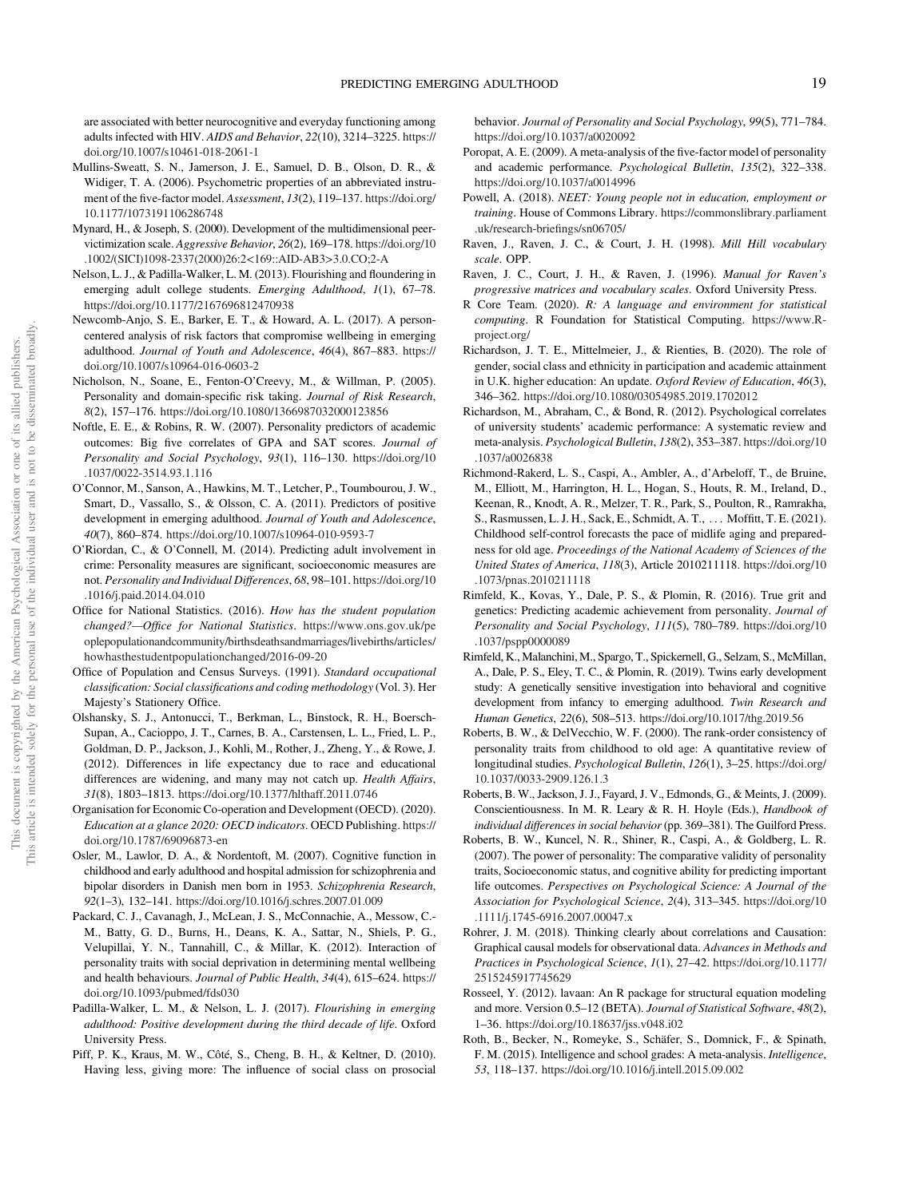are associated with better neurocognitive and everyday functioning among adults infected with HIV. *AIDS and Behavior*, *22*(10), 3214–3225. https://doi.org/10.1007/s10461-018-2061-1

Mullins-Sweatt, S. N., Jamerson, J. E., Samuel, D. B., Olson, D. R., & Widiger, T. A. (2006). Psychometric properties of an abbreviated instrument of the five-factor model. *Assessment*, *13*(2), 119–137. https://doi.org/10.1177/1073191106286748

Mynard, H., & Joseph, S. (2000). Development of the multidimensional peer-victimization scale. *Aggressive Behavior*, *26*(2), 169–178. https://doi.org/10.1002/(SICI)1098-2337(2000)26:2<169::AID-AB3>3.0.CO;2-A

Nelson, L. J., & Padilla-Walker, L. M. (2013). Flourishing and floundering in emerging adult college students. *Emerging Adulthood*, *1*(1), 67–78. https://doi.org/10.1177/2167696812470938

Newcomb-Anjo, S. E., Barker, E. T., & Howard, A. L. (2017). A person-centered analysis of risk factors that compromise wellbeing in emerging adulthood. *Journal of Youth and Adolescence*, *46*(4), 867–883. https://doi.org/10.1007/s10964-016-0603-2

Nicholson, N., Soane, E., Fenton-O'Creevy, M., & Willman, P. (2005). Personality and domain-specific risk taking. *Journal of Risk Research*, *8*(2), 157–176. https://doi.org/10.1080/1366987032000123856

Noftle, E. E., & Robins, R. W. (2007). Personality predictors of academic outcomes: Big five correlates of GPA and SAT scores. *Journal of Personality and Social Psychology*, *93*(1), 116–130. https://doi.org/10.1037/0022-3514.93.1.116

O'Connor, M., Sanson, A., Hawkins, M. T., Letcher, P., Toumbourou, J. W., Smart, D., Vassallo, S., & Olsson, C. A. (2011). Predictors of positive development in emerging adulthood. *Journal of Youth and Adolescence*, *40*(7), 860–874. https://doi.org/10.1007/s10964-010-9593-7

O'Riordan, C., & O'Connell, M. (2014). Predicting adult involvement in crime: Personality measures are significant, socioeconomic measures are not. *Personality and Individual Differences*, *68*, 98–101. https://doi.org/10.1016/j.paid.2014.04.010

Office for National Statistics. (2016). *How has the student population changed?—Office for National Statistics*. https://www.ons.gov.uk/peoplepopulationandcommunity/birthsdeathsandmarriages/livebirths/articles/howhasthestudentpopulationchanged/2016-09-20

Office of Population and Census Surveys. (1991). *Standard occupational classification: Social classifications and coding methodology* (Vol. 3). Her Majesty's Stationery Office.

Olshansky, S. J., Antonucci, T., Berkman, L., Binstock, R. H., Boersch-Supan, A., Cacioppo, J. T., Carnes, B. A., Carstensen, L. L., Fried, L. P., Goldman, D. P., Jackson, J., Kohli, M., Rother, J., Zheng, Y., & Rowe, J. (2012). Differences in life expectancy due to race and educational differences are widening, and many may not catch up. *Health Affairs*, *31*(8), 1803–1813. https://doi.org/10.1377/hlthaff.2011.0746

Organisation for Economic Co-operation and Development (OECD). (2020). *Education at a glance 2020: OECD indicators*. OECD Publishing. https://doi.org/10.1787/69096873-en

Osler, M., Lawlor, D. A., & Nordentoft, M. (2007). Cognitive function in childhood and early adulthood and hospital admission for schizophrenia and bipolar disorders in Danish men born in 1953. *Schizophrenia Research*, *92*(1–3), 132–141. https://doi.org/10.1016/j.schres.2007.01.009

Packard, C. J., Cavanagh, J., McLean, J. S., McConnachie, A., Messow, C.-M., Batty, G. D., Burns, H., Deans, K. A., Sattar, N., Shiels, P. G., Velupillai, Y. N., Tannahill, C., & Millar, K. (2012). Interaction of personality traits with social deprivation in determining mental wellbeing and health behaviours. *Journal of Public Health*, *34*(4), 615–624. https://doi.org/10.1093/pubmed/fds030

Padilla-Walker, L. M., & Nelson, L. J. (2017). *Flourishing in emerging adulthood: Positive development during the third decade of life*. Oxford University Press.

Piff, P. K., Kraus, M. W., Côté, S., Cheng, B. H., & Keltner, D. (2010). Having less, giving more: The influence of social class on prosocial behavior. *Journal of Personality and Social Psychology*, *99*(5), 771–784. https://doi.org/10.1037/a0020092

Poropat, A. E. (2009). A meta-analysis of the five-factor model of personality and academic performance. *Psychological Bulletin*, *135*(2), 322–338. https://doi.org/10.1037/a0014996

Powell, A. (2018). *NEET: Young people not in education, employment or training*. House of Commons Library. https://commonslibrary.parliament.uk/research-briefings/sn06705/

Raven, J., Raven, J. C., & Court, J. H. (1998). *Mill Hill vocabulary scale*. OPP.

Raven, J. C., Court, J. H., & Raven, J. (1996). *Manual for Raven's progressive matrices and vocabulary scales*. Oxford University Press.

R Core Team. (2020). *R: A language and environment for statistical computing*. R Foundation for Statistical Computing. https://www.R-project.org/

Richardson, J. T. E., Mittelmeier, J., & Rienties, B. (2020). The role of gender, social class and ethnicity in participation and academic attainment in U.K. higher education: An update. *Oxford Review of Education*, *46*(3), 346–362. https://doi.org/10.1080/03054985.2019.1702012

Richardson, M., Abraham, C., & Bond, R. (2012). Psychological correlates of university students' academic performance: A systematic review and meta-analysis. *Psychological Bulletin*, *138*(2), 353–387. https://doi.org/10.1037/a0026838

Richmond-Rakerd, L. S., Caspi, A., Ambler, A., d'Arbeloff, T., de Bruine, M., Elliott, M., Harrington, H. L., Hogan, S., Houts, R. M., Ireland, D., Keenan, R., Knodt, A. R., Melzer, T. R., Park, S., Poulton, R., Ramrakha, S., Rasmussen, L. J. H., Sack, E., Schmidt, A. T., ... Moffitt, T. E. (2021). Childhood self-control forecasts the pace of midlife aging and preparedness for old age. *Proceedings of the National Academy of Sciences of the United States of America*, *118*(3), Article 2010211118. https://doi.org/10.1073/pnas.2010211118

Rimfeld, K., Kovas, Y., Dale, P. S., & Plomin, R. (2016). True grit and genetics: Predicting academic achievement from personality. *Journal of Personality and Social Psychology*, *111*(5), 780–789. https://doi.org/10.1037/pspp0000089

Rimfeld, K., Malanchini, M., Spargo, T., Spickernell, G., Selzam, S., McMillan, A., Dale, P. S., Eley, T. C., & Plomin, R. (2019). Twins early development study: A genetically sensitive investigation into behavioral and cognitive development from infancy to emerging adulthood. *Twin Research and Human Genetics*, *22*(6), 508–513. https://doi.org/10.1017/thg.2019.56

Roberts, B. W., & DelVecchio, W. F. (2000). The rank-order consistency of personality traits from childhood to old age: A quantitative review of longitudinal studies. *Psychological Bulletin*, *126*(1), 3–25. https://doi.org/10.1037/0033-2909.126.1.3

Roberts, B. W., Jackson, J. J., Fayard, J. V., Edmonds, G., & Meints, J. (2009). Conscientiousness. In M. R. Leary & R. H. Hoyle (Eds.), *Handbook of individual differences in social behavior* (pp. 369–381). The Guilford Press.

Roberts, B. W., Kuncel, N. R., Shiner, R., Caspi, A., & Goldberg, L. R. (2007). The power of personality: The comparative validity of personality traits, Socioeconomic status, and cognitive ability for predicting important life outcomes. *Perspectives on Psychological Science: A Journal of the Association for Psychological Science*, *2*(4), 313–345. https://doi.org/10.1111/j.1745-6916.2007.00047.x

Rohrer, J. M. (2018). Thinking clearly about correlations and Causation: Graphical causal models for observational data. *Advances in Methods and Practices in Psychological Science*, *1*(1), 27–42. https://doi.org/10.1177/2515245917745629

Rosseel, Y. (2012). lavaan: An R package for structural equation modeling and more. Version 0.5–12 (BETA). *Journal of Statistical Software*, *48*(2), 1–36. https://doi.org/10.18637/jss.v048.i02

Roth, B., Becker, N., Romeyke, S., Schäfer, S., Domnick, F., & Spinath, F. M. (2015). Intelligence and school grades: A meta-analysis. *Intelligence*, *53*, 118–137. https://doi.org/10.1016/j.intell.2015.09.002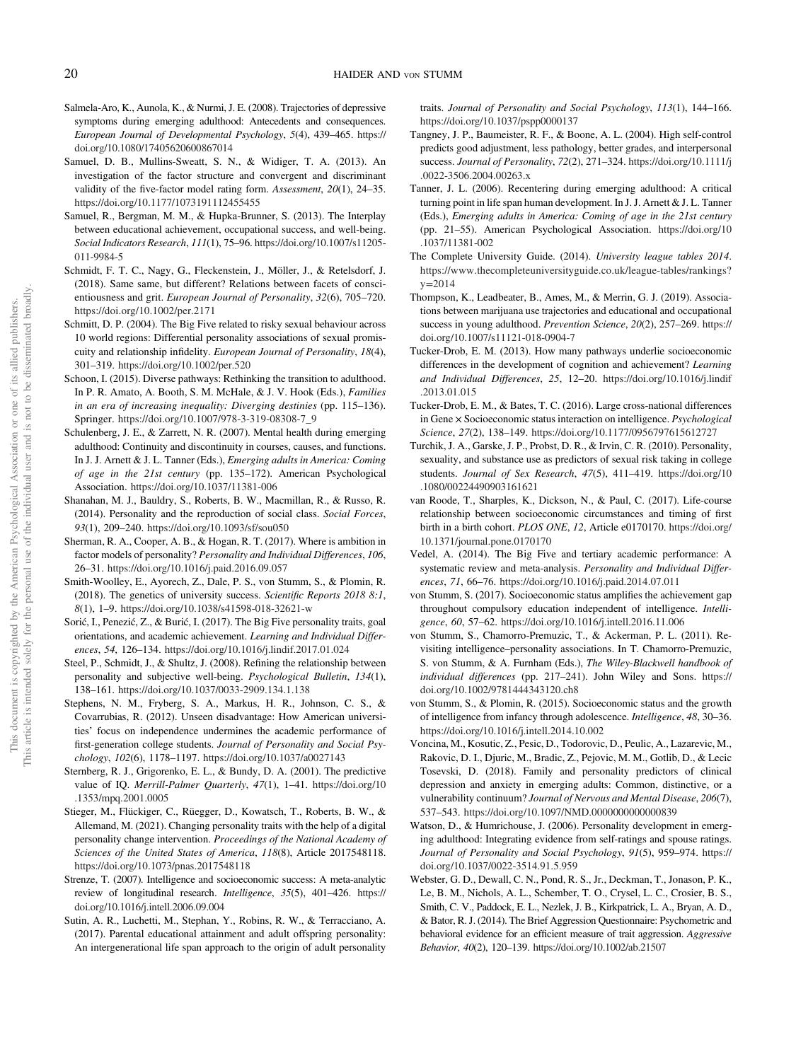Salmela-Aro, K., Aunola, K., & Nurmi, J. E. (2008). Trajectories of depressive symptoms during emerging adulthood: Antecedents and consequences. *European Journal of Developmental Psychology*, *5*(4), 439–465. https://doi.org/10.1080/17405620600867014

Samuel, D. B., Mullins-Sweatt, S. N., & Widiger, T. A. (2013). An investigation of the factor structure and convergent and discriminant validity of the five-factor model rating form. *Assessment*, *20*(1), 24–35. https://doi.org/10.1177/1073191112455455

Samuel, R., Bergman, M. M., & Hupka-Brunner, S. (2013). The Interplay between educational achievement, occupational success, and well-being. *Social Indicators Research*, *111*(1), 75–96. https://doi.org/10.1007/s11205-011-9984-5

Schmidt, F. T. C., Nagy, G., Fleckenstein, J., Möller, J., & Retelsdorf, J. (2018). Same same, but different? Relations between facets of conscientiousness and grit. *European Journal of Personality*, *32*(6), 705–720. https://doi.org/10.1002/per.2171

Schmitt, D. P. (2004). The Big Five related to risky sexual behaviour across 10 world regions: Differential personality associations of sexual promiscuity and relationship infidelity. *European Journal of Personality*, *18*(4), 301–319. https://doi.org/10.1002/per.520

Schoon, I. (2015). Diverse pathways: Rethinking the transition to adulthood. In P. R. Amato, A. Booth, S. M. McHale, & J. V. Hook (Eds.), *Families in an era of increasing inequality: Diverging destinies* (pp. 115–136). Springer. https://doi.org/10.1007/978-3-319-08308-7_9

Schulenberg, J. E., & Zarrett, N. R. (2007). Mental health during emerging adulthood: Continuity and discontinuity in courses, causes, and functions. In J. J. Arnett & J. L. Tanner (Eds.), *Emerging adults in America: Coming of age in the 21st century* (pp. 135–172). American Psychological Association. https://doi.org/10.1037/11381-006

Shanahan, M. J., Bauldry, S., Roberts, B. W., Macmillan, R., & Russo, R. (2014). Personality and the reproduction of social class. *Social Forces*, *93*(1), 209–240. https://doi.org/10.1093/sf/sou050

Sherman, R. A., Cooper, A. B., & Hogan, R. T. (2017). Where is ambition in factor models of personality? *Personality and Individual Differences*, *106*, 26–31. https://doi.org/10.1016/j.paid.2016.09.057

Smith-Woolley, E., Ayorech, Z., Dale, P. S., von Stumm, S., & Plomin, R. (2018). The genetics of university success. *Scientific Reports 2018 8:1*, *8*(1), 1–9. https://doi.org/10.1038/s41598-018-32621-w

Sorić, I., Penezić, Z., & Burić, I. (2017). The Big Five personality traits, goal orientations, and academic achievement. *Learning and Individual Differences*, *54*, 126–134. https://doi.org/10.1016/j.lindif.2017.01.024

Steel, P., Schmidt, J., & Shultz, J. (2008). Refining the relationship between personality and subjective well-being. *Psychological Bulletin*, *134*(1), 138–161. https://doi.org/10.1037/0033-2909.134.1.138

Stephens, N. M., Fryberg, S. A., Markus, H. R., Johnson, C. S., & Covarrubias, R. (2012). Unseen disadvantage: How American universities' focus on independence undermines the academic performance of first-generation college students. *Journal of Personality and Social Psychology*, *102*(6), 1178–1197. https://doi.org/10.1037/a0027143

Sternberg, R. J., Grigorenko, E. L., & Bundy, D. A. (2001). The predictive value of IQ. *Merrill-Palmer Quarterly*, *47*(1), 1–41. https://doi.org/10.1353/mpq.2001.0005

Stieger, M., Flückiger, C., Rüegger, D., Kowatsch, T., Roberts, B. W., & Allemand, M. (2021). Changing personality traits with the help of a digital personality change intervention. *Proceedings of the National Academy of Sciences of the United States of America*, *118*(8), Article 2017548118. https://doi.org/10.1073/pnas.2017548118

Strenze, T. (2007). Intelligence and socioeconomic success: A meta-analytic review of longitudinal research. *Intelligence*, *35*(5), 401–426. https://doi.org/10.1016/j.intell.2006.09.004

Sutin, A. R., Luchetti, M., Stephan, Y., Robins, R. W., & Terracciano, A. (2017). Parental educational attainment and adult offspring personality: An intergenerational life span approach to the origin of adult personality traits. *Journal of Personality and Social Psychology*, *113*(1), 144–166. https://doi.org/10.1037/pspp0000137

Tangney, J. P., Baumeister, R. F., & Boone, A. L. (2004). High self-control predicts good adjustment, less pathology, better grades, and interpersonal success. *Journal of Personality*, *72*(2), 271–324. https://doi.org/10.1111/j.0022-3506.2004.00263.x

Tanner, J. L. (2006). Recentering during emerging adulthood: A critical turning point in life span human development. In J. J. Arnett & J. L. Tanner (Eds.), *Emerging adults in America: Coming of age in the 21st century* (pp. 21–55). American Psychological Association. https://doi.org/10.1037/11381-002

The Complete University Guide. (2014). *University league tables 2014*. https://www.thecompleteuniversityguide.co.uk/league-tables/rankings?y=2014

Thompson, K., Leadbeater, B., Ames, M., & Merrin, G. J. (2019). Associations between marijuana use trajectories and educational and occupational success in young adulthood. *Prevention Science*, *20*(2), 257–269. https://doi.org/10.1007/s11121-018-0904-7

Tucker-Drob, E. M. (2013). How many pathways underlie socioeconomic differences in the development of cognition and achievement? *Learning and Individual Differences*, *25*, 12–20. https://doi.org/10.1016/j.lindif.2013.01.015

Tucker-Drob, E. M., & Bates, T. C. (2016). Large cross-national differences in Gene × Socioeconomic status interaction on intelligence. *Psychological Science*, *27*(2), 138–149. https://doi.org/10.1177/0956797615612727

Turchik, J. A., Garske, J. P., Probst, D. R., & Irvin, C. R. (2010). Personality, sexuality, and substance use as predictors of sexual risk taking in college students. *Journal of Sex Research*, *47*(5), 411–419. https://doi.org/10.1080/00224490903161621

van Roode, T., Sharples, K., Dickson, N., & Paul, C. (2017). Life-course relationship between socioeconomic circumstances and timing of first birth in a birth cohort. *PLOS ONE*, *12*, Article e0170170. https://doi.org/10.1371/journal.pone.0170170

Vedel, A. (2014). The Big Five and tertiary academic performance: A systematic review and meta-analysis. *Personality and Individual Differences*, *71*, 66–76. https://doi.org/10.1016/j.paid.2014.07.011

von Stumm, S. (2017). Socioeconomic status amplifies the achievement gap throughout compulsory education independent of intelligence. *Intelligence*, *60*, 57–62. https://doi.org/10.1016/j.intell.2016.11.006

von Stumm, S., Chamorro-Premuzic, T., & Ackerman, P. L. (2011). Re-visiting intelligence–personality associations. In T. Chamorro-Premuzic, S. von Stumm, & A. Furnham (Eds.), *The Wiley-Blackwell handbook of individual differences* (pp. 217–241). John Wiley and Sons. https://doi.org/10.1002/9781444343120.ch8

von Stumm, S., & Plomin, R. (2015). Socioeconomic status and the growth of intelligence from infancy through adolescence. *Intelligence*, *48*, 30–36. https://doi.org/10.1016/j.intell.2014.10.002

Voncina, M., Kosutic, Z., Pesic, D., Todorovic, D., Peulic, A., Lazarevic, M., Rakovic, D. I., Djuric, M., Bradic, Z., Pejovic, M. M., Gotlib, D., & Lecic Tosevski, D. (2018). Family and personality predictors of clinical depression and anxiety in emerging adults: Common, distinctive, or a vulnerability continuum? *Journal of Nervous and Mental Disease*, *206*(7), 537–543. https://doi.org/10.1097/NMD.0000000000000839

Watson, D., & Humrichouse, J. (2006). Personality development in emerging adulthood: Integrating evidence from self-ratings and spouse ratings. *Journal of Personality and Social Psychology*, *91*(5), 959–974. https://doi.org/10.1037/0022-3514.91.5.959

Webster, G. D., Dewall, C. N., Pond, R. S., Jr., Deckman, T., Jonason, P. K., Le, B. M., Nichols, A. L., Schember, T. O., Crysel, L. C., Crosier, B. S., Smith, C. V., Paddock, E. L., Nezlek, J. B., Kirkpatrick, L. A., Bryan, A. D., & Bator, R. J. (2014). The Brief Aggression Questionnaire: Psychometric and behavioral evidence for an efficient measure of trait aggression. *Aggressive Behavior*, *40*(2), 120–139. https://doi.org/10.1002/ab.21507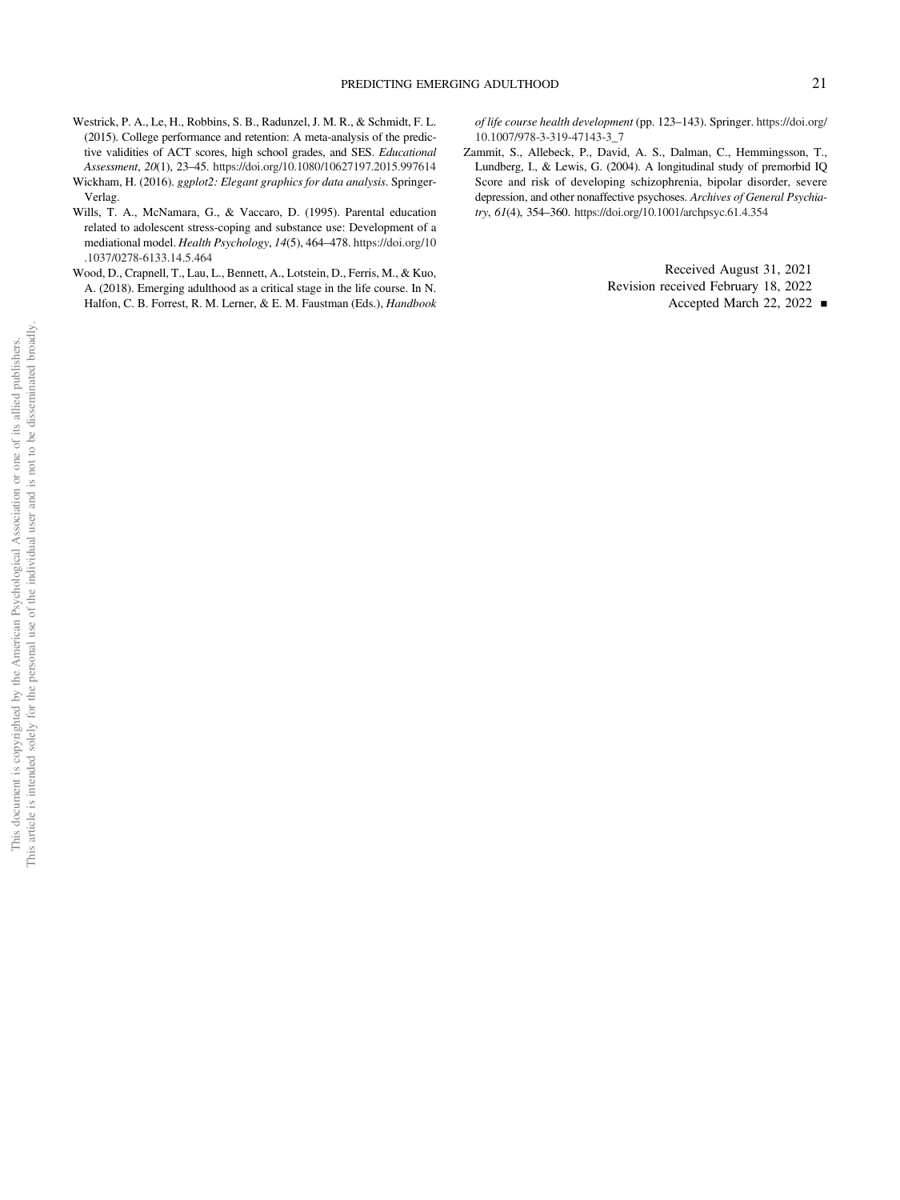Westrick, P. A., Le, H., Robbins, S. B., Radunzel, J. M. R., & Schmidt, F. L. (2015). College performance and retention: A meta-analysis of the predictive validities of ACT scores, high school grades, and SES. *Educational Assessment*, *20*(1), 23–45. https://doi.org/10.1080/10627197.2015.997614

Wickham, H. (2016). *ggplot2: Elegant graphics for data analysis*. Springer-Verlag.

Wills, T. A., McNamara, G., & Vaccaro, D. (1995). Parental education related to adolescent stress-coping and substance use: Development of a mediational model. *Health Psychology*, *14*(5), 464–478. https://doi.org/10.1037/0278-6133.14.5.464

Wood, D., Crapnell, T., Lau, L., Bennett, A., Lotstein, D., Ferris, M., & Kuo, A. (2018). Emerging adulthood as a critical stage in the life course. In N. Halfon, C. B. Forrest, R. M. Lerner, & E. M. Faustman (Eds.), *Handbook of life course health development* (pp. 123–143). Springer. https://doi.org/10.1007/978-3-319-47143-3_7

Zammit, S., Allebeck, P., David, A. S., Dalman, C., Hemmingsson, T., Lundberg, I., & Lewis, G. (2004). A longitudinal study of premorbid IQ Score and risk of developing schizophrenia, bipolar disorder, severe depression, and other nonaffective psychoses. *Archives of General Psychiatry*, *61*(4), 354–360. https://doi.org/10.1001/archpsyc.61.4.354

Received August 31, 2021
Revision received February 18, 2022
Accepted March 22, 2022 ■